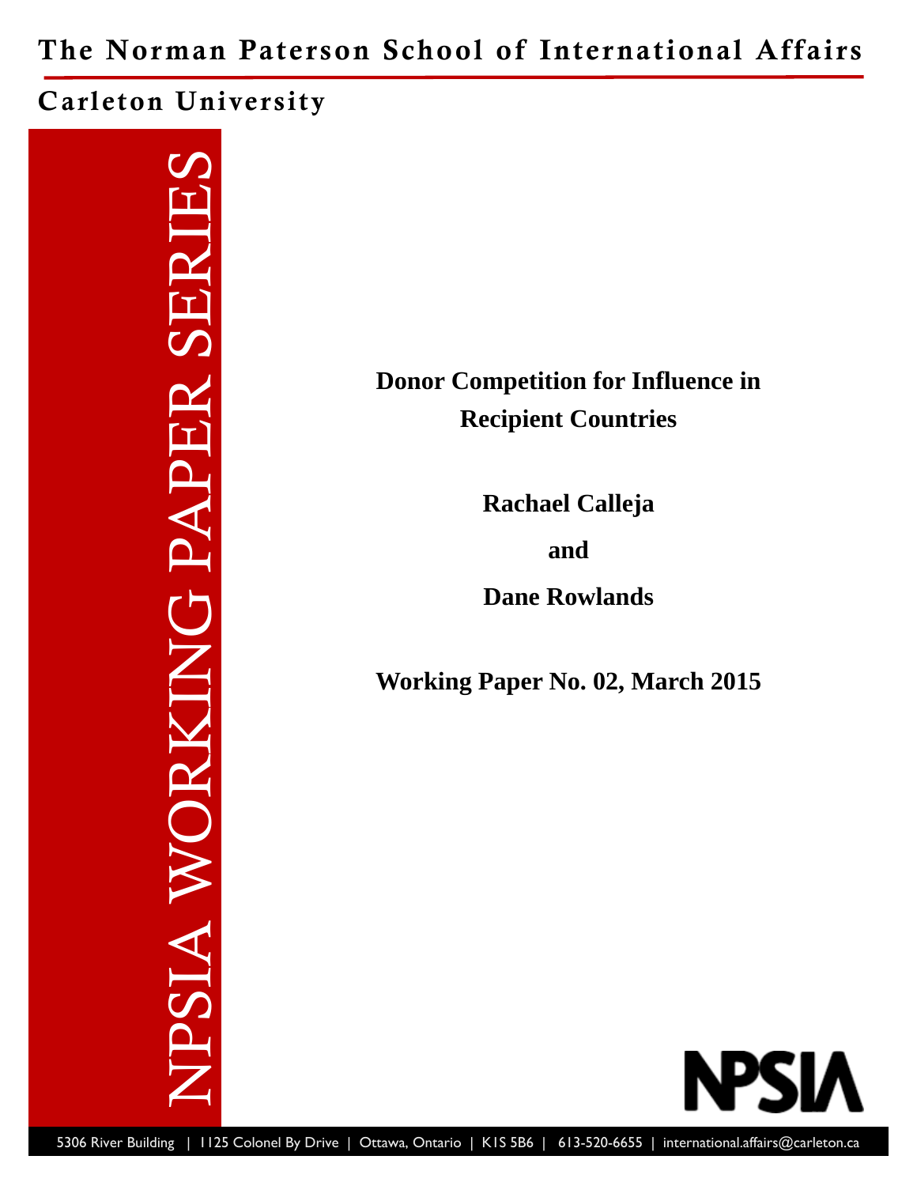The Norman Paterson School of International Affairs

Carleton University

NPSIA WORKING PAPER SERIES

# Donor Competition for Influence in Recipient Countries

**Rachael Calleja**

**and**

**Dane Rowlands**

**Working Paper No. 02, March 2015**

NPSIA

5306 River Building | 1125 Colonel By Drive | Ottawa, Ontario | K1S 5B6 | 613-520-6655 | international.affairs@carleton.ca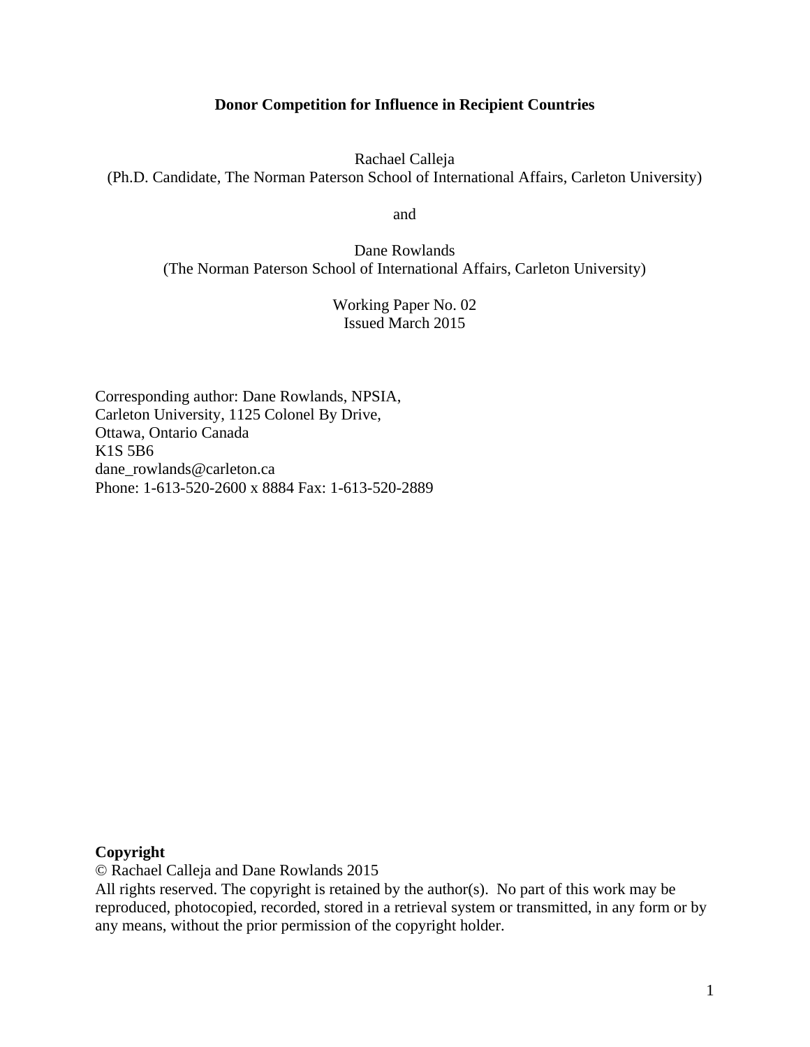# Donor Competition for Influence in Recipient Countries

Rachael Calleja
(Ph.D. Candidate, The Norman Paterson School of International Affairs, Carleton University)

and

Dane Rowlands
(The Norman Paterson School of International Affairs, Carleton University)

Working Paper No. 02
Issued March 2015

Corresponding author: Dane Rowlands, NPSIA,
Carleton University, 1125 Colonel By Drive,
Ottawa, Ontario Canada
K1S 5B6
dane_rowlands@carleton.ca
Phone: 1-613-520-2600 x 8884 Fax: 1-613-520-2889

**Copyright**
© Rachael Calleja and Dane Rowlands 2015
All rights reserved. The copyright is retained by the author(s). No part of this work may be reproduced, photocopied, recorded, stored in a retrieval system or transmitted, in any form or by any means, without the prior permission of the copyright holder.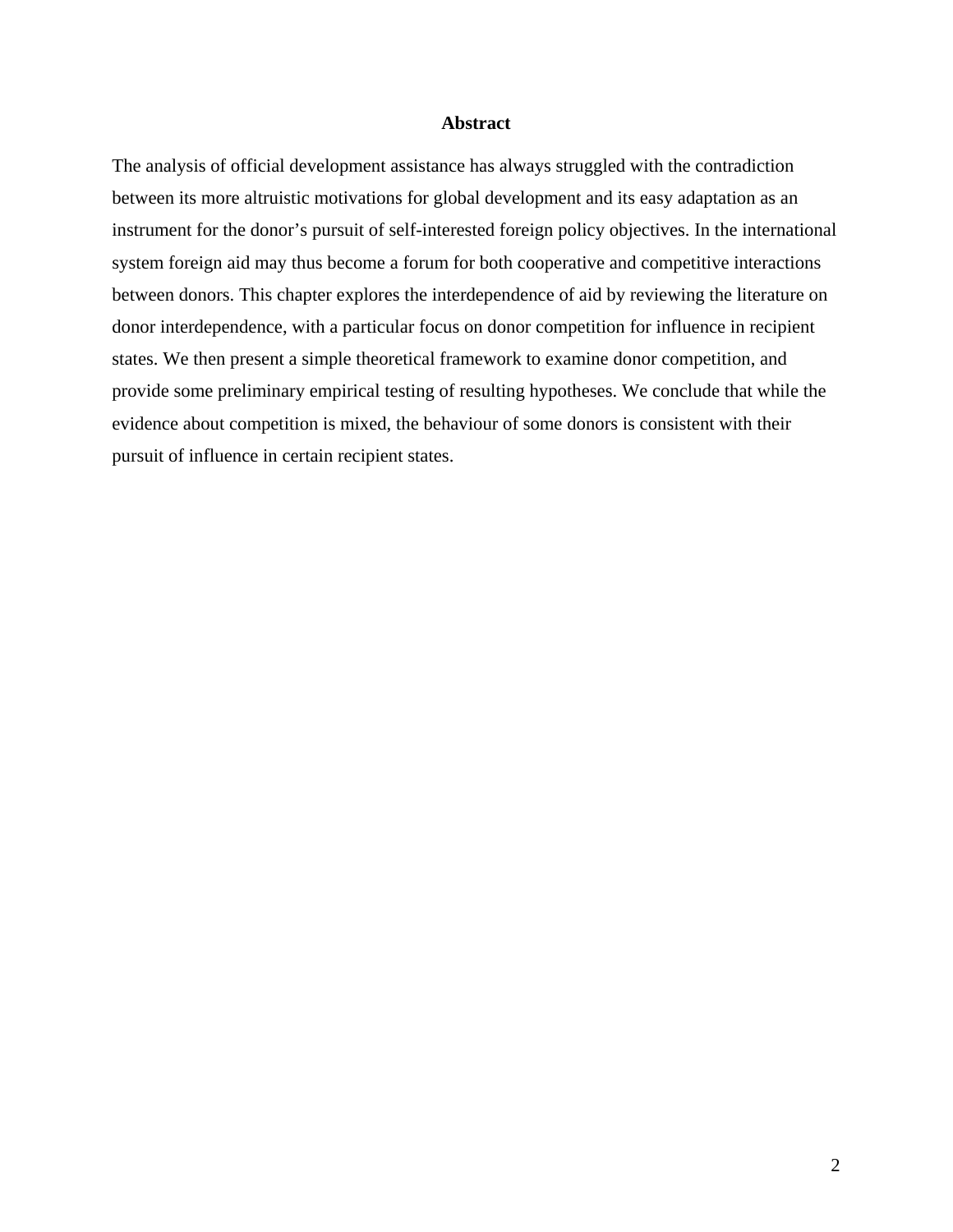## Abstract

The analysis of official development assistance has always struggled with the contradiction between its more altruistic motivations for global development and its easy adaptation as an instrument for the donor's pursuit of self-interested foreign policy objectives. In the international system foreign aid may thus become a forum for both cooperative and competitive interactions between donors. This chapter explores the interdependence of aid by reviewing the literature on donor interdependence, with a particular focus on donor competition for influence in recipient states. We then present a simple theoretical framework to examine donor competition, and provide some preliminary empirical testing of resulting hypotheses. We conclude that while the evidence about competition is mixed, the behaviour of some donors is consistent with their pursuit of influence in certain recipient states.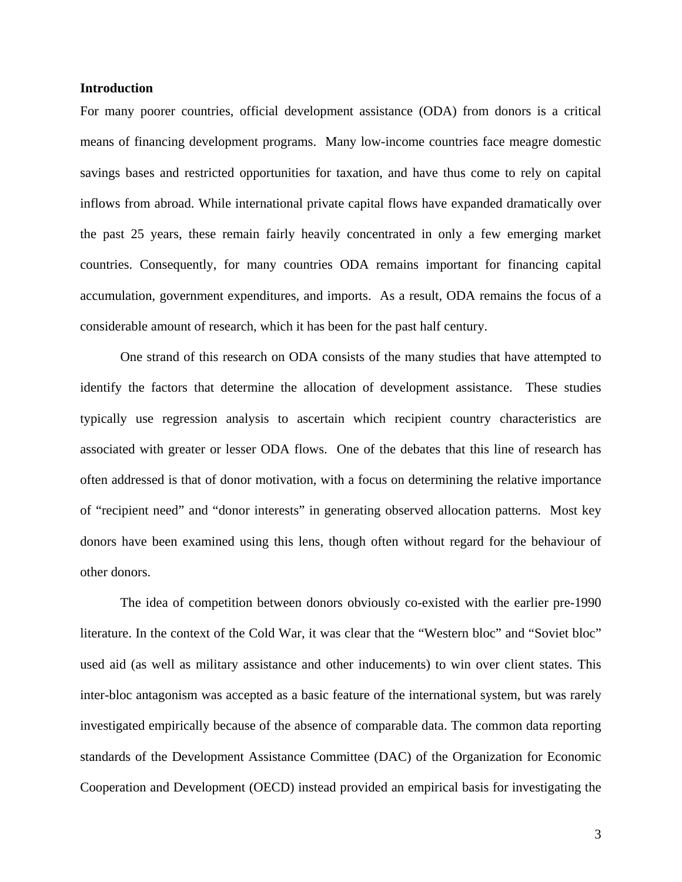**Introduction**

For many poorer countries, official development assistance (ODA) from donors is a critical means of financing development programs. Many low-income countries face meagre domestic savings bases and restricted opportunities for taxation, and have thus come to rely on capital inflows from abroad. While international private capital flows have expanded dramatically over the past 25 years, these remain fairly heavily concentrated in only a few emerging market countries. Consequently, for many countries ODA remains important for financing capital accumulation, government expenditures, and imports. As a result, ODA remains the focus of a considerable amount of research, which it has been for the past half century.

One strand of this research on ODA consists of the many studies that have attempted to identify the factors that determine the allocation of development assistance. These studies typically use regression analysis to ascertain which recipient country characteristics are associated with greater or lesser ODA flows. One of the debates that this line of research has often addressed is that of donor motivation, with a focus on determining the relative importance of "recipient need" and "donor interests" in generating observed allocation patterns. Most key donors have been examined using this lens, though often without regard for the behaviour of other donors.

The idea of competition between donors obviously co-existed with the earlier pre-1990 literature. In the context of the Cold War, it was clear that the "Western bloc" and "Soviet bloc" used aid (as well as military assistance and other inducements) to win over client states. This inter-bloc antagonism was accepted as a basic feature of the international system, but was rarely investigated empirically because of the absence of comparable data. The common data reporting standards of the Development Assistance Committee (DAC) of the Organization for Economic Cooperation and Development (OECD) instead provided an empirical basis for investigating the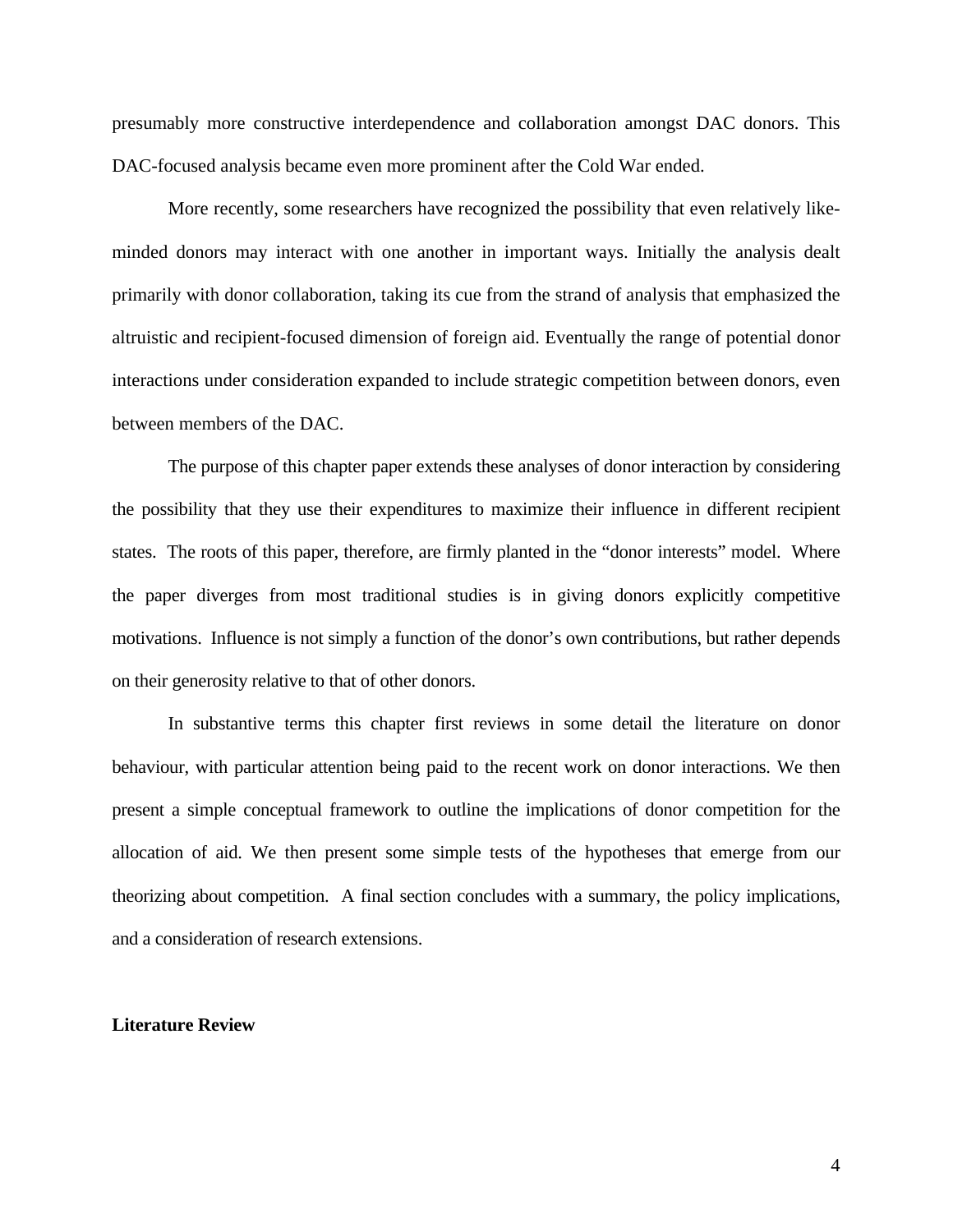presumably more constructive interdependence and collaboration amongst DAC donors. This DAC-focused analysis became even more prominent after the Cold War ended.

More recently, some researchers have recognized the possibility that even relatively like-minded donors may interact with one another in important ways. Initially the analysis dealt primarily with donor collaboration, taking its cue from the strand of analysis that emphasized the altruistic and recipient-focused dimension of foreign aid. Eventually the range of potential donor interactions under consideration expanded to include strategic competition between donors, even between members of the DAC.

The purpose of this chapter paper extends these analyses of donor interaction by considering the possibility that they use their expenditures to maximize their influence in different recipient states. The roots of this paper, therefore, are firmly planted in the "donor interests" model. Where the paper diverges from most traditional studies is in giving donors explicitly competitive motivations. Influence is not simply a function of the donor's own contributions, but rather depends on their generosity relative to that of other donors.

In substantive terms this chapter first reviews in some detail the literature on donor behaviour, with particular attention being paid to the recent work on donor interactions. We then present a simple conceptual framework to outline the implications of donor competition for the allocation of aid. We then present some simple tests of the hypotheses that emerge from our theorizing about competition. A final section concludes with a summary, the policy implications, and a consideration of research extensions.

## Literature Review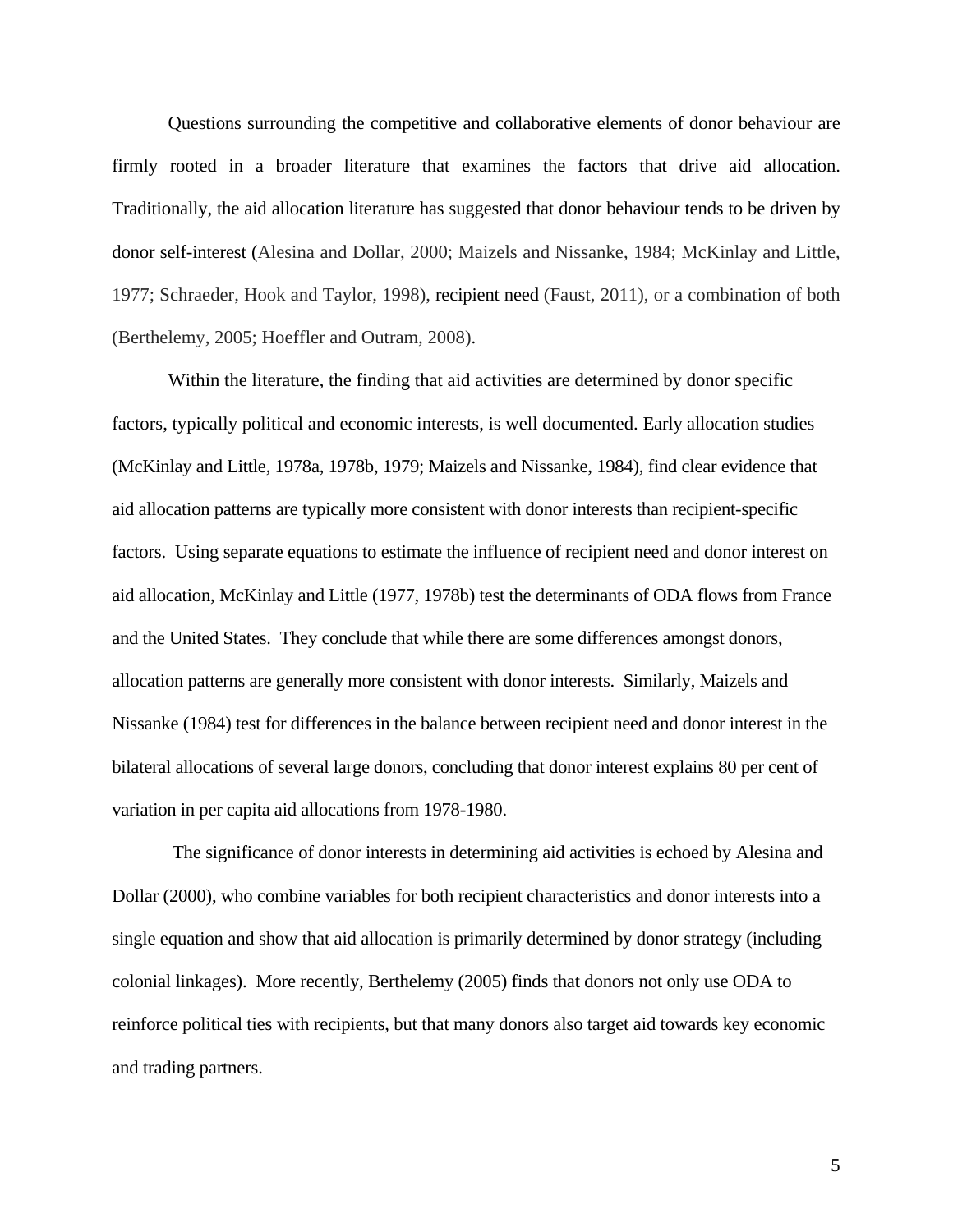Questions surrounding the competitive and collaborative elements of donor behaviour are firmly rooted in a broader literature that examines the factors that drive aid allocation. Traditionally, the aid allocation literature has suggested that donor behaviour tends to be driven by donor self-interest (Alesina and Dollar, 2000; Maizels and Nissanke, 1984; McKinlay and Little, 1977; Schraeder, Hook and Taylor, 1998), recipient need (Faust, 2011), or a combination of both (Berthelemy, 2005; Hoeffler and Outram, 2008).

Within the literature, the finding that aid activities are determined by donor specific factors, typically political and economic interests, is well documented. Early allocation studies (McKinlay and Little, 1978a, 1978b, 1979; Maizels and Nissanke, 1984), find clear evidence that aid allocation patterns are typically more consistent with donor interests than recipient-specific factors. Using separate equations to estimate the influence of recipient need and donor interest on aid allocation, McKinlay and Little (1977, 1978b) test the determinants of ODA flows from France and the United States. They conclude that while there are some differences amongst donors, allocation patterns are generally more consistent with donor interests. Similarly, Maizels and Nissanke (1984) test for differences in the balance between recipient need and donor interest in the bilateral allocations of several large donors, concluding that donor interest explains 80 per cent of variation in per capita aid allocations from 1978-1980.

The significance of donor interests in determining aid activities is echoed by Alesina and Dollar (2000), who combine variables for both recipient characteristics and donor interests into a single equation and show that aid allocation is primarily determined by donor strategy (including colonial linkages). More recently, Berthelemy (2005) finds that donors not only use ODA to reinforce political ties with recipients, but that many donors also target aid towards key economic and trading partners.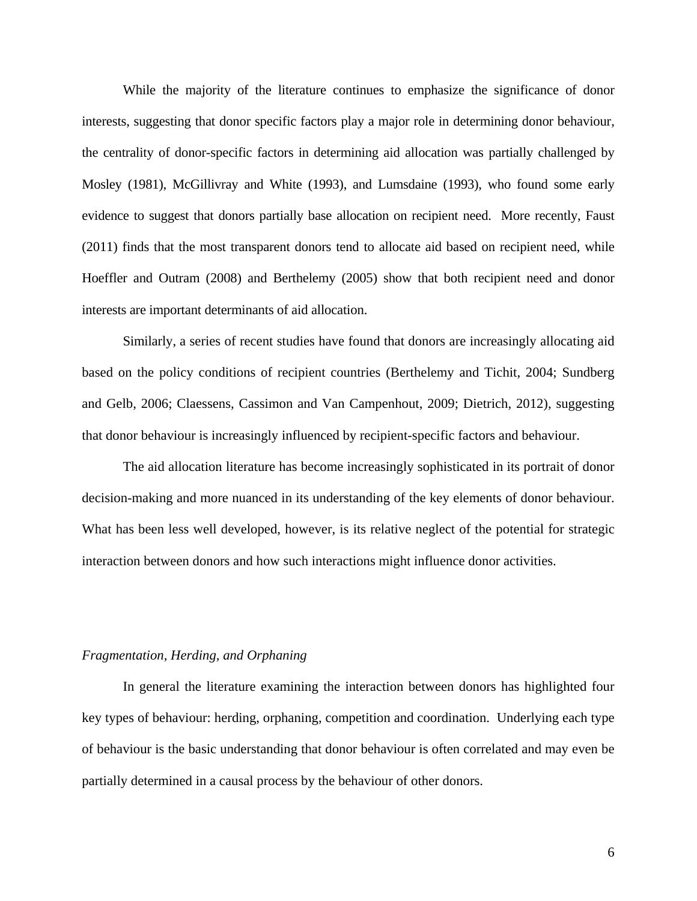While the majority of the literature continues to emphasize the significance of donor interests, suggesting that donor specific factors play a major role in determining donor behaviour, the centrality of donor-specific factors in determining aid allocation was partially challenged by Mosley (1981), McGillivray and White (1993), and Lumsdaine (1993), who found some early evidence to suggest that donors partially base allocation on recipient need. More recently, Faust (2011) finds that the most transparent donors tend to allocate aid based on recipient need, while Hoeffler and Outram (2008) and Berthelemy (2005) show that both recipient need and donor interests are important determinants of aid allocation.

Similarly, a series of recent studies have found that donors are increasingly allocating aid based on the policy conditions of recipient countries (Berthelemy and Tichit, 2004; Sundberg and Gelb, 2006; Claessens, Cassimon and Van Campenhout, 2009; Dietrich, 2012), suggesting that donor behaviour is increasingly influenced by recipient-specific factors and behaviour.

The aid allocation literature has become increasingly sophisticated in its portrait of donor decision-making and more nuanced in its understanding of the key elements of donor behaviour. What has been less well developed, however, is its relative neglect of the potential for strategic interaction between donors and how such interactions might influence donor activities.

### *Fragmentation, Herding, and Orphaning*

In general the literature examining the interaction between donors has highlighted four key types of behaviour: herding, orphaning, competition and coordination. Underlying each type of behaviour is the basic understanding that donor behaviour is often correlated and may even be partially determined in a causal process by the behaviour of other donors.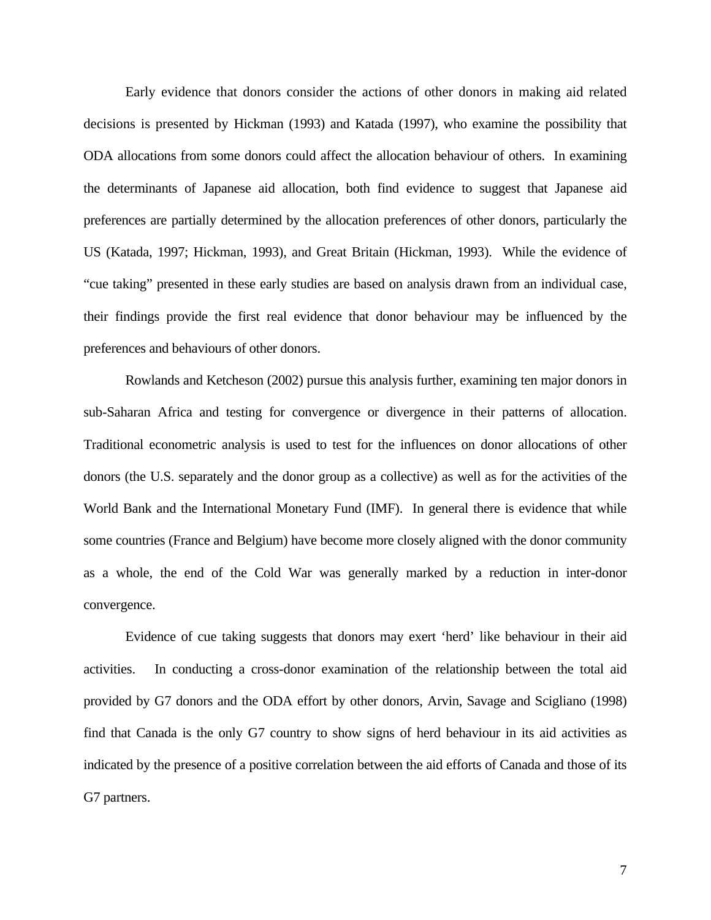Early evidence that donors consider the actions of other donors in making aid related decisions is presented by Hickman (1993) and Katada (1997), who examine the possibility that ODA allocations from some donors could affect the allocation behaviour of others. In examining the determinants of Japanese aid allocation, both find evidence to suggest that Japanese aid preferences are partially determined by the allocation preferences of other donors, particularly the US (Katada, 1997; Hickman, 1993), and Great Britain (Hickman, 1993). While the evidence of "cue taking" presented in these early studies are based on analysis drawn from an individual case, their findings provide the first real evidence that donor behaviour may be influenced by the preferences and behaviours of other donors.

Rowlands and Ketcheson (2002) pursue this analysis further, examining ten major donors in sub-Saharan Africa and testing for convergence or divergence in their patterns of allocation. Traditional econometric analysis is used to test for the influences on donor allocations of other donors (the U.S. separately and the donor group as a collective) as well as for the activities of the World Bank and the International Monetary Fund (IMF). In general there is evidence that while some countries (France and Belgium) have become more closely aligned with the donor community as a whole, the end of the Cold War was generally marked by a reduction in inter-donor convergence.

Evidence of cue taking suggests that donors may exert 'herd' like behaviour in their aid activities. In conducting a cross-donor examination of the relationship between the total aid provided by G7 donors and the ODA effort by other donors, Arvin, Savage and Scigliano (1998) find that Canada is the only G7 country to show signs of herd behaviour in its aid activities as indicated by the presence of a positive correlation between the aid efforts of Canada and those of its G7 partners.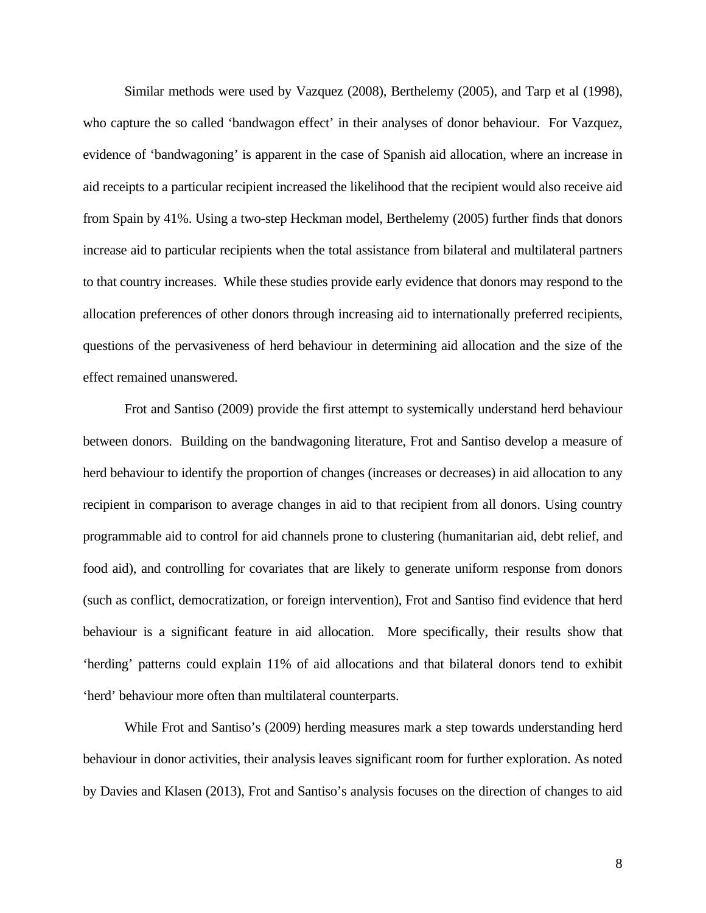Similar methods were used by Vazquez (2008), Berthelemy (2005), and Tarp et al (1998), who capture the so called 'bandwagon effect' in their analyses of donor behaviour. For Vazquez, evidence of 'bandwagoning' is apparent in the case of Spanish aid allocation, where an increase in aid receipts to a particular recipient increased the likelihood that the recipient would also receive aid from Spain by 41%. Using a two-step Heckman model, Berthelemy (2005) further finds that donors increase aid to particular recipients when the total assistance from bilateral and multilateral partners to that country increases. While these studies provide early evidence that donors may respond to the allocation preferences of other donors through increasing aid to internationally preferred recipients, questions of the pervasiveness of herd behaviour in determining aid allocation and the size of the effect remained unanswered.

Frot and Santiso (2009) provide the first attempt to systemically understand herd behaviour between donors. Building on the bandwagoning literature, Frot and Santiso develop a measure of herd behaviour to identify the proportion of changes (increases or decreases) in aid allocation to any recipient in comparison to average changes in aid to that recipient from all donors. Using country programmable aid to control for aid channels prone to clustering (humanitarian aid, debt relief, and food aid), and controlling for covariates that are likely to generate uniform response from donors (such as conflict, democratization, or foreign intervention), Frot and Santiso find evidence that herd behaviour is a significant feature in aid allocation. More specifically, their results show that 'herding' patterns could explain 11% of aid allocations and that bilateral donors tend to exhibit 'herd' behaviour more often than multilateral counterparts.

While Frot and Santiso's (2009) herding measures mark a step towards understanding herd behaviour in donor activities, their analysis leaves significant room for further exploration. As noted by Davies and Klasen (2013), Frot and Santiso's analysis focuses on the direction of changes to aid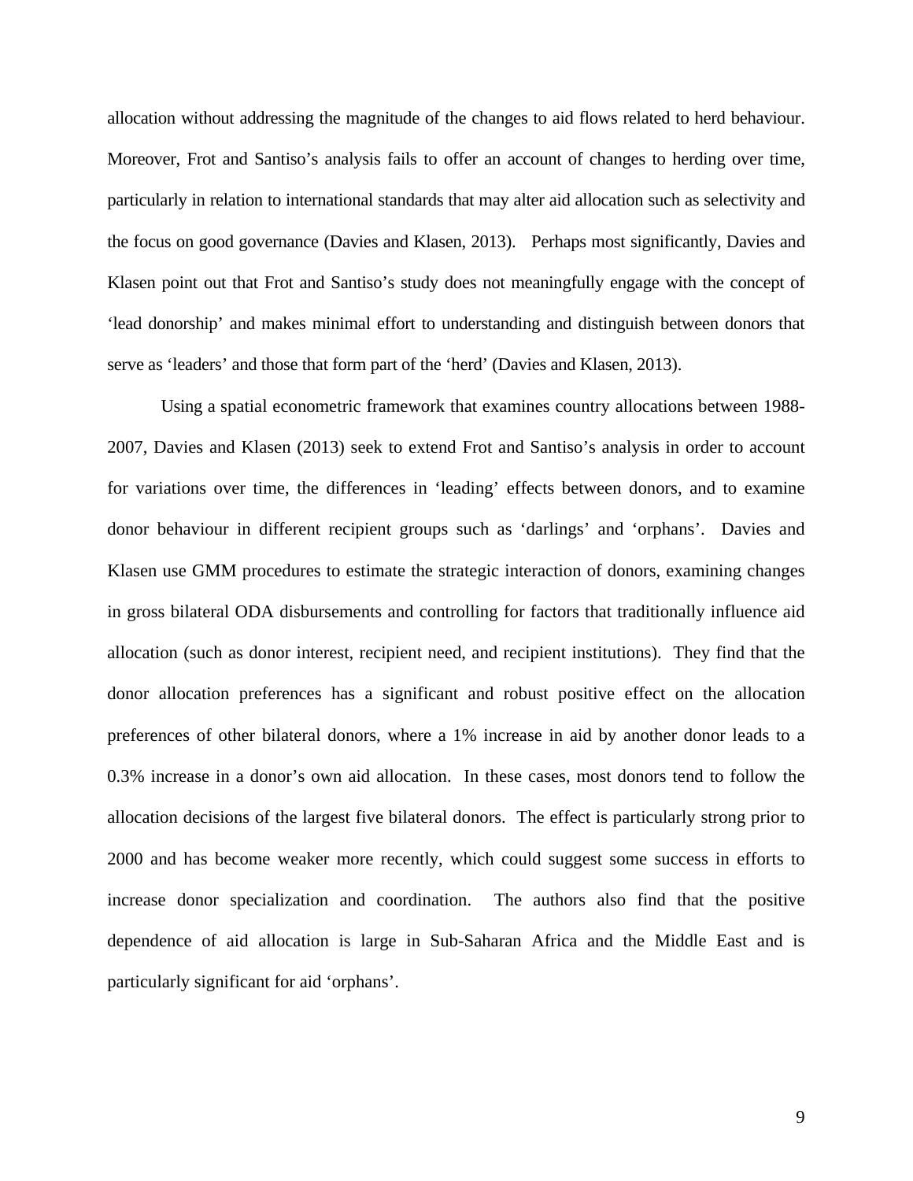allocation without addressing the magnitude of the changes to aid flows related to herd behaviour. Moreover, Frot and Santiso's analysis fails to offer an account of changes to herding over time, particularly in relation to international standards that may alter aid allocation such as selectivity and the focus on good governance (Davies and Klasen, 2013). Perhaps most significantly, Davies and Klasen point out that Frot and Santiso's study does not meaningfully engage with the concept of 'lead donorship' and makes minimal effort to understanding and distinguish between donors that serve as 'leaders' and those that form part of the 'herd' (Davies and Klasen, 2013).

Using a spatial econometric framework that examines country allocations between 1988-2007, Davies and Klasen (2013) seek to extend Frot and Santiso's analysis in order to account for variations over time, the differences in 'leading' effects between donors, and to examine donor behaviour in different recipient groups such as 'darlings' and 'orphans'. Davies and Klasen use GMM procedures to estimate the strategic interaction of donors, examining changes in gross bilateral ODA disbursements and controlling for factors that traditionally influence aid allocation (such as donor interest, recipient need, and recipient institutions). They find that the donor allocation preferences has a significant and robust positive effect on the allocation preferences of other bilateral donors, where a 1% increase in aid by another donor leads to a 0.3% increase in a donor's own aid allocation. In these cases, most donors tend to follow the allocation decisions of the largest five bilateral donors. The effect is particularly strong prior to 2000 and has become weaker more recently, which could suggest some success in efforts to increase donor specialization and coordination. The authors also find that the positive dependence of aid allocation is large in Sub-Saharan Africa and the Middle East and is particularly significant for aid 'orphans'.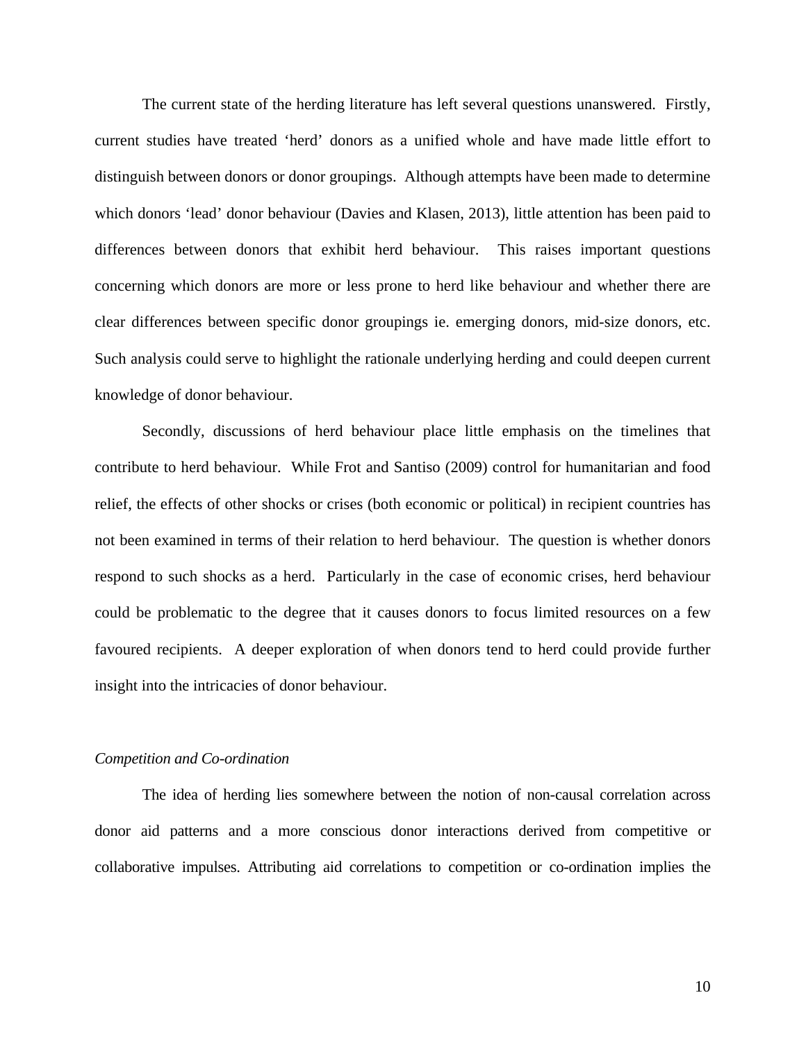The current state of the herding literature has left several questions unanswered. Firstly, current studies have treated 'herd' donors as a unified whole and have made little effort to distinguish between donors or donor groupings. Although attempts have been made to determine which donors 'lead' donor behaviour (Davies and Klasen, 2013), little attention has been paid to differences between donors that exhibit herd behaviour. This raises important questions concerning which donors are more or less prone to herd like behaviour and whether there are clear differences between specific donor groupings ie. emerging donors, mid-size donors, etc. Such analysis could serve to highlight the rationale underlying herding and could deepen current knowledge of donor behaviour.

Secondly, discussions of herd behaviour place little emphasis on the timelines that contribute to herd behaviour. While Frot and Santiso (2009) control for humanitarian and food relief, the effects of other shocks or crises (both economic or political) in recipient countries has not been examined in terms of their relation to herd behaviour. The question is whether donors respond to such shocks as a herd. Particularly in the case of economic crises, herd behaviour could be problematic to the degree that it causes donors to focus limited resources on a few favoured recipients. A deeper exploration of when donors tend to herd could provide further insight into the intricacies of donor behaviour.

*Competition and Co-ordination*

The idea of herding lies somewhere between the notion of non-causal correlation across donor aid patterns and a more conscious donor interactions derived from competitive or collaborative impulses. Attributing aid correlations to competition or co-ordination implies the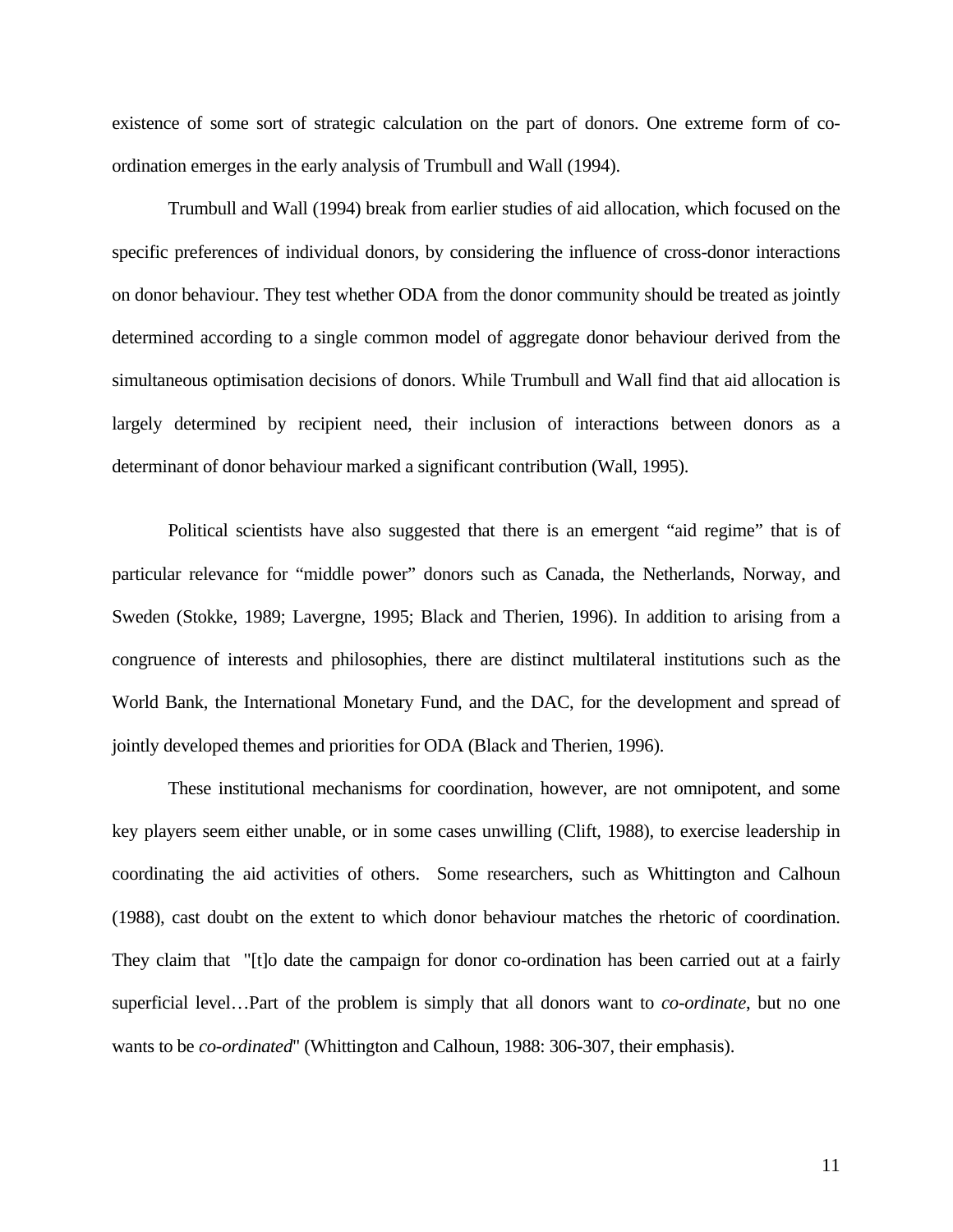existence of some sort of strategic calculation on the part of donors. One extreme form of co-ordination emerges in the early analysis of Trumbull and Wall (1994).

Trumbull and Wall (1994) break from earlier studies of aid allocation, which focused on the specific preferences of individual donors, by considering the influence of cross-donor interactions on donor behaviour. They test whether ODA from the donor community should be treated as jointly determined according to a single common model of aggregate donor behaviour derived from the simultaneous optimisation decisions of donors. While Trumbull and Wall find that aid allocation is largely determined by recipient need, their inclusion of interactions between donors as a determinant of donor behaviour marked a significant contribution (Wall, 1995).

Political scientists have also suggested that there is an emergent "aid regime" that is of particular relevance for "middle power" donors such as Canada, the Netherlands, Norway, and Sweden (Stokke, 1989; Lavergne, 1995; Black and Therien, 1996). In addition to arising from a congruence of interests and philosophies, there are distinct multilateral institutions such as the World Bank, the International Monetary Fund, and the DAC, for the development and spread of jointly developed themes and priorities for ODA (Black and Therien, 1996).

These institutional mechanisms for coordination, however, are not omnipotent, and some key players seem either unable, or in some cases unwilling (Clift, 1988), to exercise leadership in coordinating the aid activities of others. Some researchers, such as Whittington and Calhoun (1988), cast doubt on the extent to which donor behaviour matches the rhetoric of coordination. They claim that "[t]o date the campaign for donor co-ordination has been carried out at a fairly superficial level…Part of the problem is simply that all donors want to *co-ordinate*, but no one wants to be *co-ordinated*" (Whittington and Calhoun, 1988: 306-307, their emphasis).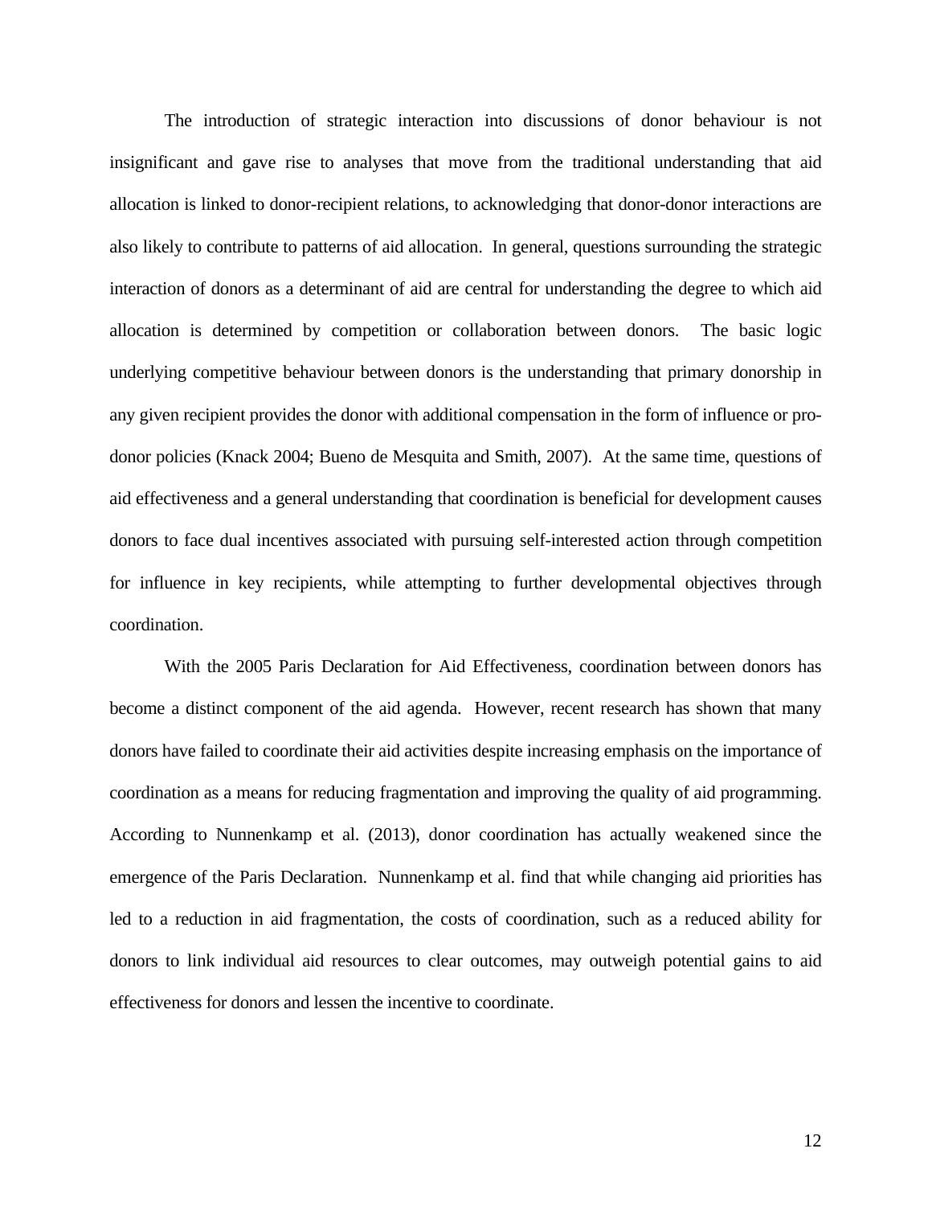The introduction of strategic interaction into discussions of donor behaviour is not insignificant and gave rise to analyses that move from the traditional understanding that aid allocation is linked to donor-recipient relations, to acknowledging that donor-donor interactions are also likely to contribute to patterns of aid allocation. In general, questions surrounding the strategic interaction of donors as a determinant of aid are central for understanding the degree to which aid allocation is determined by competition or collaboration between donors. The basic logic underlying competitive behaviour between donors is the understanding that primary donorship in any given recipient provides the donor with additional compensation in the form of influence or pro-donor policies (Knack 2004; Bueno de Mesquita and Smith, 2007). At the same time, questions of aid effectiveness and a general understanding that coordination is beneficial for development causes donors to face dual incentives associated with pursuing self-interested action through competition for influence in key recipients, while attempting to further developmental objectives through coordination.

With the 2005 Paris Declaration for Aid Effectiveness, coordination between donors has become a distinct component of the aid agenda. However, recent research has shown that many donors have failed to coordinate their aid activities despite increasing emphasis on the importance of coordination as a means for reducing fragmentation and improving the quality of aid programming. According to Nunnenkamp et al. (2013), donor coordination has actually weakened since the emergence of the Paris Declaration. Nunnenkamp et al. find that while changing aid priorities has led to a reduction in aid fragmentation, the costs of coordination, such as a reduced ability for donors to link individual aid resources to clear outcomes, may outweigh potential gains to aid effectiveness for donors and lessen the incentive to coordinate.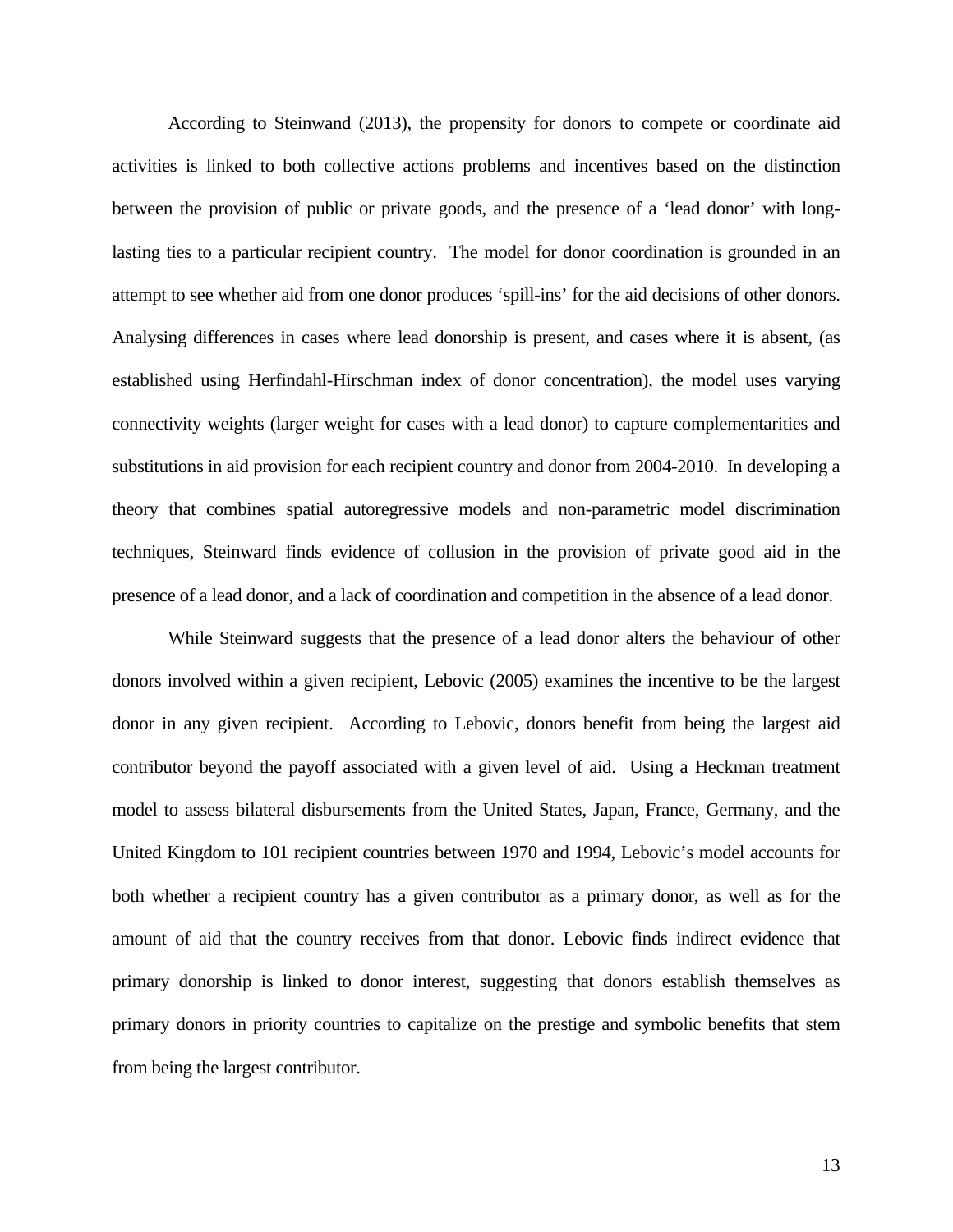According to Steinwand (2013), the propensity for donors to compete or coordinate aid activities is linked to both collective actions problems and incentives based on the distinction between the provision of public or private goods, and the presence of a 'lead donor' with long-lasting ties to a particular recipient country. The model for donor coordination is grounded in an attempt to see whether aid from one donor produces 'spill-ins' for the aid decisions of other donors. Analysing differences in cases where lead donorship is present, and cases where it is absent, (as established using Herfindahl-Hirschman index of donor concentration), the model uses varying connectivity weights (larger weight for cases with a lead donor) to capture complementarities and substitutions in aid provision for each recipient country and donor from 2004-2010. In developing a theory that combines spatial autoregressive models and non-parametric model discrimination techniques, Steinward finds evidence of collusion in the provision of private good aid in the presence of a lead donor, and a lack of coordination and competition in the absence of a lead donor.

While Steinward suggests that the presence of a lead donor alters the behaviour of other donors involved within a given recipient, Lebovic (2005) examines the incentive to be the largest donor in any given recipient. According to Lebovic, donors benefit from being the largest aid contributor beyond the payoff associated with a given level of aid. Using a Heckman treatment model to assess bilateral disbursements from the United States, Japan, France, Germany, and the United Kingdom to 101 recipient countries between 1970 and 1994, Lebovic's model accounts for both whether a recipient country has a given contributor as a primary donor, as well as for the amount of aid that the country receives from that donor. Lebovic finds indirect evidence that primary donorship is linked to donor interest, suggesting that donors establish themselves as primary donors in priority countries to capitalize on the prestige and symbolic benefits that stem from being the largest contributor.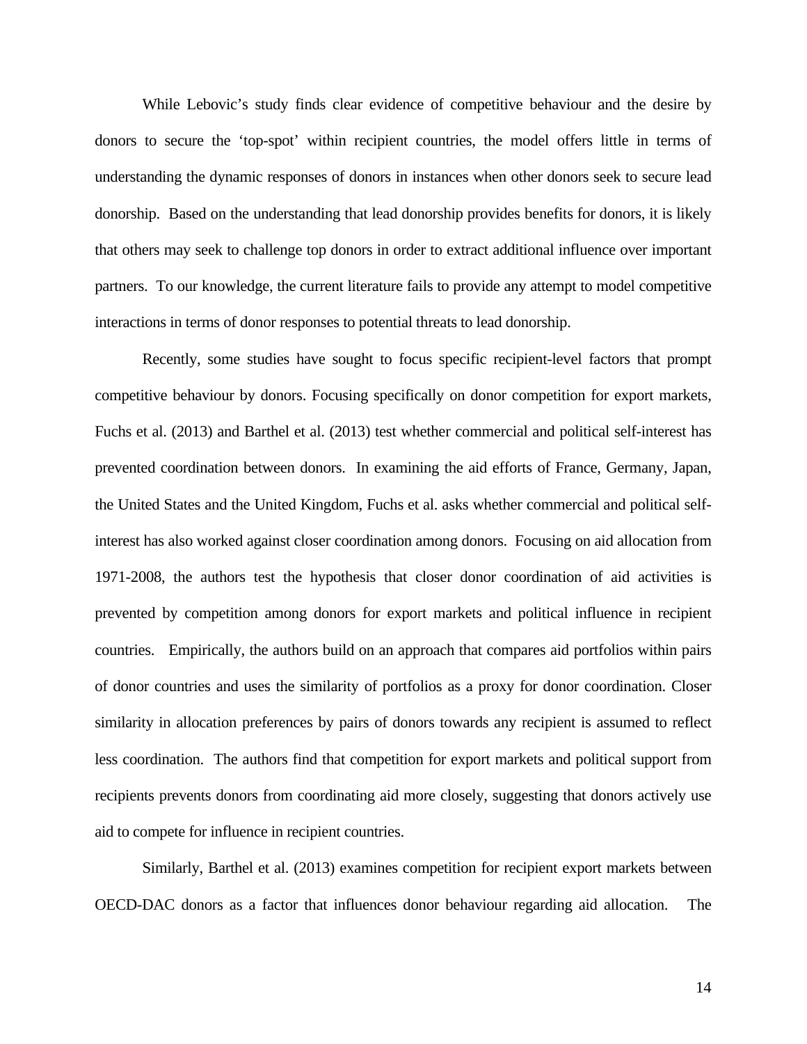While Lebovic's study finds clear evidence of competitive behaviour and the desire by donors to secure the 'top-spot' within recipient countries, the model offers little in terms of understanding the dynamic responses of donors in instances when other donors seek to secure lead donorship. Based on the understanding that lead donorship provides benefits for donors, it is likely that others may seek to challenge top donors in order to extract additional influence over important partners. To our knowledge, the current literature fails to provide any attempt to model competitive interactions in terms of donor responses to potential threats to lead donorship.

Recently, some studies have sought to focus specific recipient-level factors that prompt competitive behaviour by donors. Focusing specifically on donor competition for export markets, Fuchs et al. (2013) and Barthel et al. (2013) test whether commercial and political self-interest has prevented coordination between donors. In examining the aid efforts of France, Germany, Japan, the United States and the United Kingdom, Fuchs et al. asks whether commercial and political self-interest has also worked against closer coordination among donors. Focusing on aid allocation from 1971-2008, the authors test the hypothesis that closer donor coordination of aid activities is prevented by competition among donors for export markets and political influence in recipient countries. Empirically, the authors build on an approach that compares aid portfolios within pairs of donor countries and uses the similarity of portfolios as a proxy for donor coordination. Closer similarity in allocation preferences by pairs of donors towards any recipient is assumed to reflect less coordination. The authors find that competition for export markets and political support from recipients prevents donors from coordinating aid more closely, suggesting that donors actively use aid to compete for influence in recipient countries.

Similarly, Barthel et al. (2013) examines competition for recipient export markets between OECD-DAC donors as a factor that influences donor behaviour regarding aid allocation. The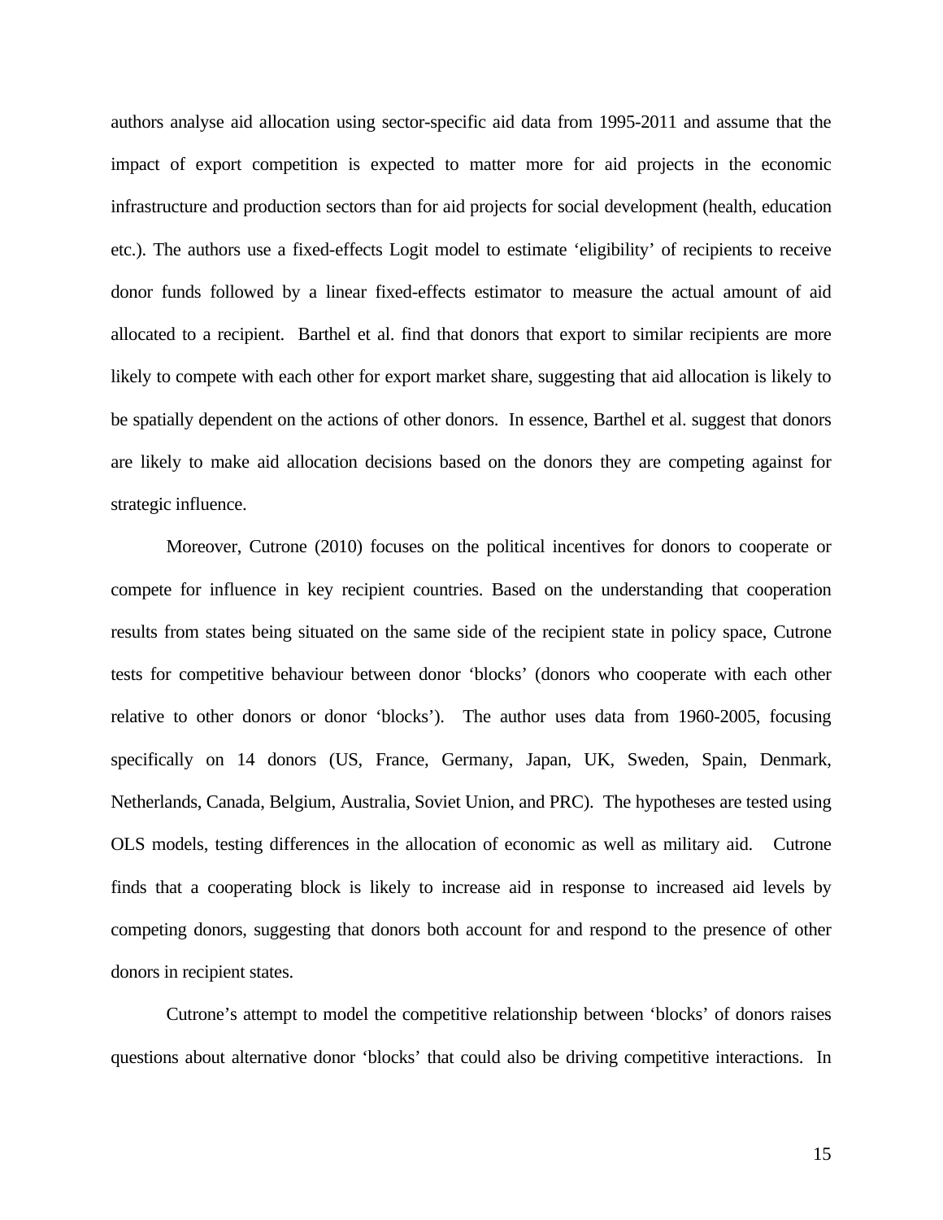authors analyse aid allocation using sector-specific aid data from 1995-2011 and assume that the impact of export competition is expected to matter more for aid projects in the economic infrastructure and production sectors than for aid projects for social development (health, education etc.). The authors use a fixed-effects Logit model to estimate 'eligibility' of recipients to receive donor funds followed by a linear fixed-effects estimator to measure the actual amount of aid allocated to a recipient. Barthel et al. find that donors that export to similar recipients are more likely to compete with each other for export market share, suggesting that aid allocation is likely to be spatially dependent on the actions of other donors. In essence, Barthel et al. suggest that donors are likely to make aid allocation decisions based on the donors they are competing against for strategic influence.

Moreover, Cutrone (2010) focuses on the political incentives for donors to cooperate or compete for influence in key recipient countries. Based on the understanding that cooperation results from states being situated on the same side of the recipient state in policy space, Cutrone tests for competitive behaviour between donor 'blocks' (donors who cooperate with each other relative to other donors or donor 'blocks'). The author uses data from 1960-2005, focusing specifically on 14 donors (US, France, Germany, Japan, UK, Sweden, Spain, Denmark, Netherlands, Canada, Belgium, Australia, Soviet Union, and PRC). The hypotheses are tested using OLS models, testing differences in the allocation of economic as well as military aid. Cutrone finds that a cooperating block is likely to increase aid in response to increased aid levels by competing donors, suggesting that donors both account for and respond to the presence of other donors in recipient states.

Cutrone's attempt to model the competitive relationship between 'blocks' of donors raises questions about alternative donor 'blocks' that could also be driving competitive interactions. In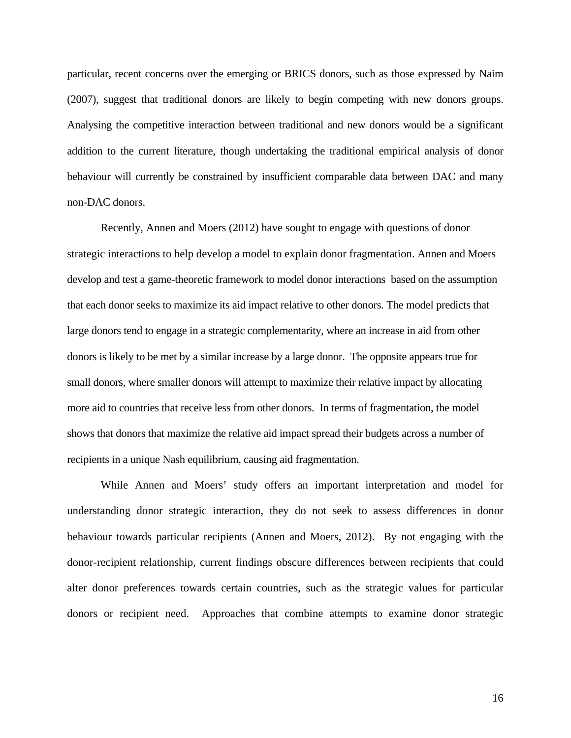particular, recent concerns over the emerging or BRICS donors, such as those expressed by Naim (2007), suggest that traditional donors are likely to begin competing with new donors groups. Analysing the competitive interaction between traditional and new donors would be a significant addition to the current literature, though undertaking the traditional empirical analysis of donor behaviour will currently be constrained by insufficient comparable data between DAC and many non-DAC donors.

Recently, Annen and Moers (2012) have sought to engage with questions of donor strategic interactions to help develop a model to explain donor fragmentation. Annen and Moers develop and test a game-theoretic framework to model donor interactions based on the assumption that each donor seeks to maximize its aid impact relative to other donors. The model predicts that large donors tend to engage in a strategic complementarity, where an increase in aid from other donors is likely to be met by a similar increase by a large donor. The opposite appears true for small donors, where smaller donors will attempt to maximize their relative impact by allocating more aid to countries that receive less from other donors. In terms of fragmentation, the model shows that donors that maximize the relative aid impact spread their budgets across a number of recipients in a unique Nash equilibrium, causing aid fragmentation.

While Annen and Moers' study offers an important interpretation and model for understanding donor strategic interaction, they do not seek to assess differences in donor behaviour towards particular recipients (Annen and Moers, 2012). By not engaging with the donor-recipient relationship, current findings obscure differences between recipients that could alter donor preferences towards certain countries, such as the strategic values for particular donors or recipient need. Approaches that combine attempts to examine donor strategic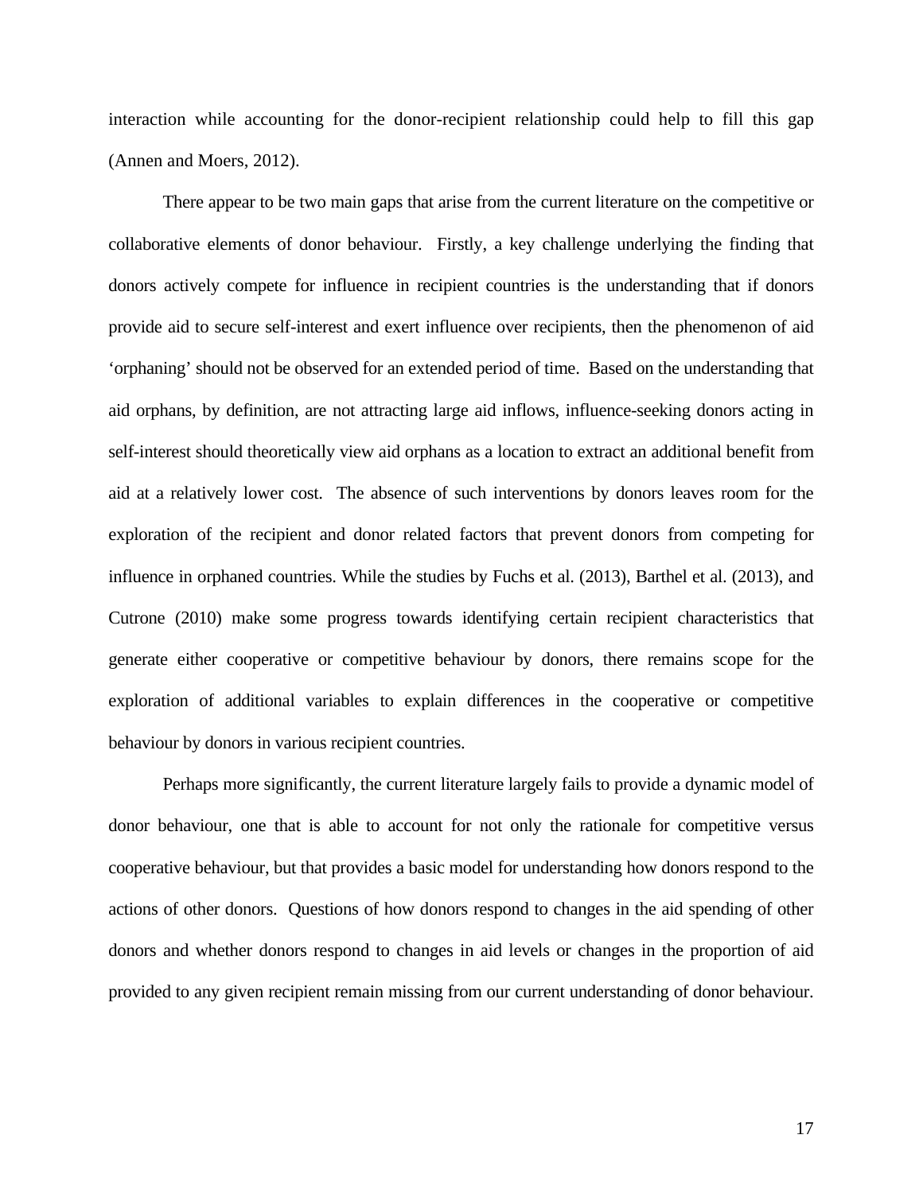interaction while accounting for the donor-recipient relationship could help to fill this gap (Annen and Moers, 2012).

There appear to be two main gaps that arise from the current literature on the competitive or collaborative elements of donor behaviour. Firstly, a key challenge underlying the finding that donors actively compete for influence in recipient countries is the understanding that if donors provide aid to secure self-interest and exert influence over recipients, then the phenomenon of aid 'orphaning' should not be observed for an extended period of time. Based on the understanding that aid orphans, by definition, are not attracting large aid inflows, influence-seeking donors acting in self-interest should theoretically view aid orphans as a location to extract an additional benefit from aid at a relatively lower cost. The absence of such interventions by donors leaves room for the exploration of the recipient and donor related factors that prevent donors from competing for influence in orphaned countries. While the studies by Fuchs et al. (2013), Barthel et al. (2013), and Cutrone (2010) make some progress towards identifying certain recipient characteristics that generate either cooperative or competitive behaviour by donors, there remains scope for the exploration of additional variables to explain differences in the cooperative or competitive behaviour by donors in various recipient countries.

Perhaps more significantly, the current literature largely fails to provide a dynamic model of donor behaviour, one that is able to account for not only the rationale for competitive versus cooperative behaviour, but that provides a basic model for understanding how donors respond to the actions of other donors. Questions of how donors respond to changes in the aid spending of other donors and whether donors respond to changes in aid levels or changes in the proportion of aid provided to any given recipient remain missing from our current understanding of donor behaviour.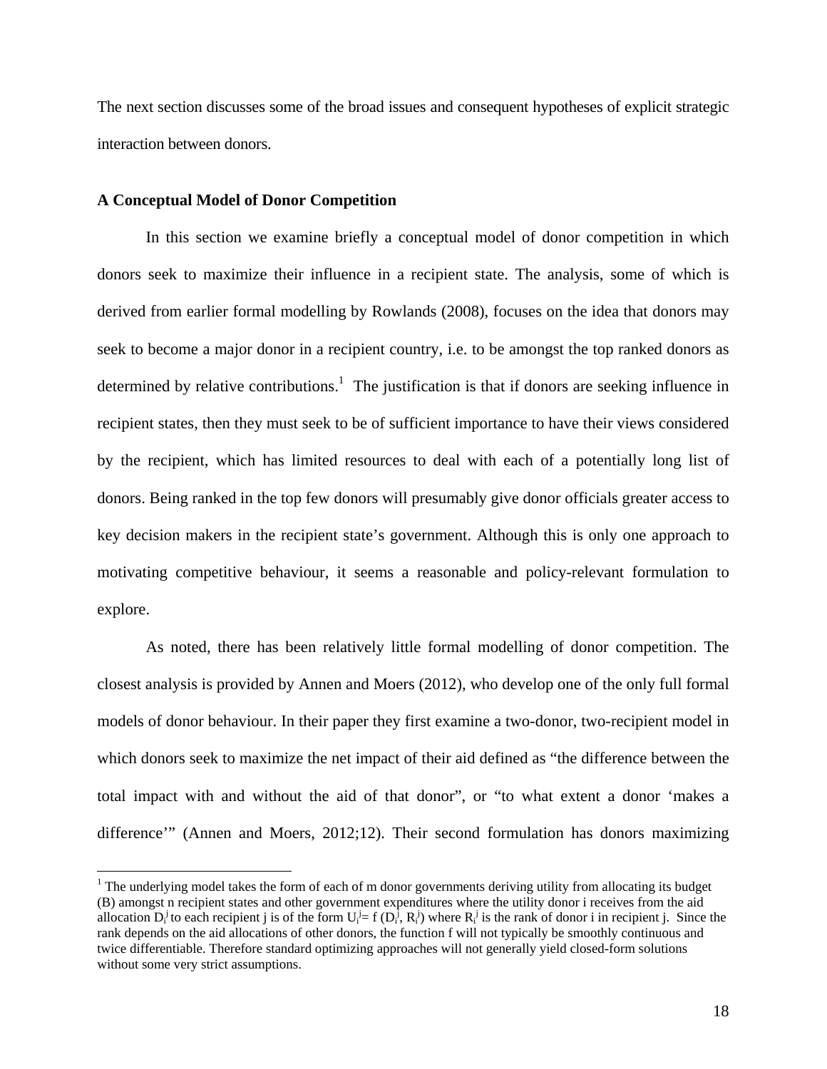The next section discusses some of the broad issues and consequent hypotheses of explicit strategic interaction between donors.

**A Conceptual Model of Donor Competition**

In this section we examine briefly a conceptual model of donor competition in which donors seek to maximize their influence in a recipient state. The analysis, some of which is derived from earlier formal modelling by Rowlands (2008), focuses on the idea that donors may seek to become a major donor in a recipient country, i.e. to be amongst the top ranked donors as determined by relative contributions.[1] The justification is that if donors are seeking influence in recipient states, then they must seek to be of sufficient importance to have their views considered by the recipient, which has limited resources to deal with each of a potentially long list of donors. Being ranked in the top few donors will presumably give donor officials greater access to key decision makers in the recipient state's government. Although this is only one approach to motivating competitive behaviour, it seems a reasonable and policy-relevant formulation to explore.

As noted, there has been relatively little formal modelling of donor competition. The closest analysis is provided by Annen and Moers (2012), who develop one of the only full formal models of donor behaviour. In their paper they first examine a two-donor, two-recipient model in which donors seek to maximize the net impact of their aid defined as "the difference between the total impact with and without the aid of that donor", or "to what extent a donor 'makes a difference'" (Annen and Moers, 2012;12). Their second formulation has donors maximizing

[1] The underlying model takes the form of each of m donor governments deriving utility from allocating its budget (B) amongst n recipient states and other government expenditures where the utility donor i receives from the aid allocation $D_i^j$ to each recipient j is of the form $U_i^j = f(D_i^j, R_i^j)$ where $R_i^j$ is the rank of donor i in recipient j. Since the rank depends on the aid allocations of other donors, the function f will not typically be smoothly continuous and twice differentiable. Therefore standard optimizing approaches will not generally yield closed-form solutions without some very strict assumptions.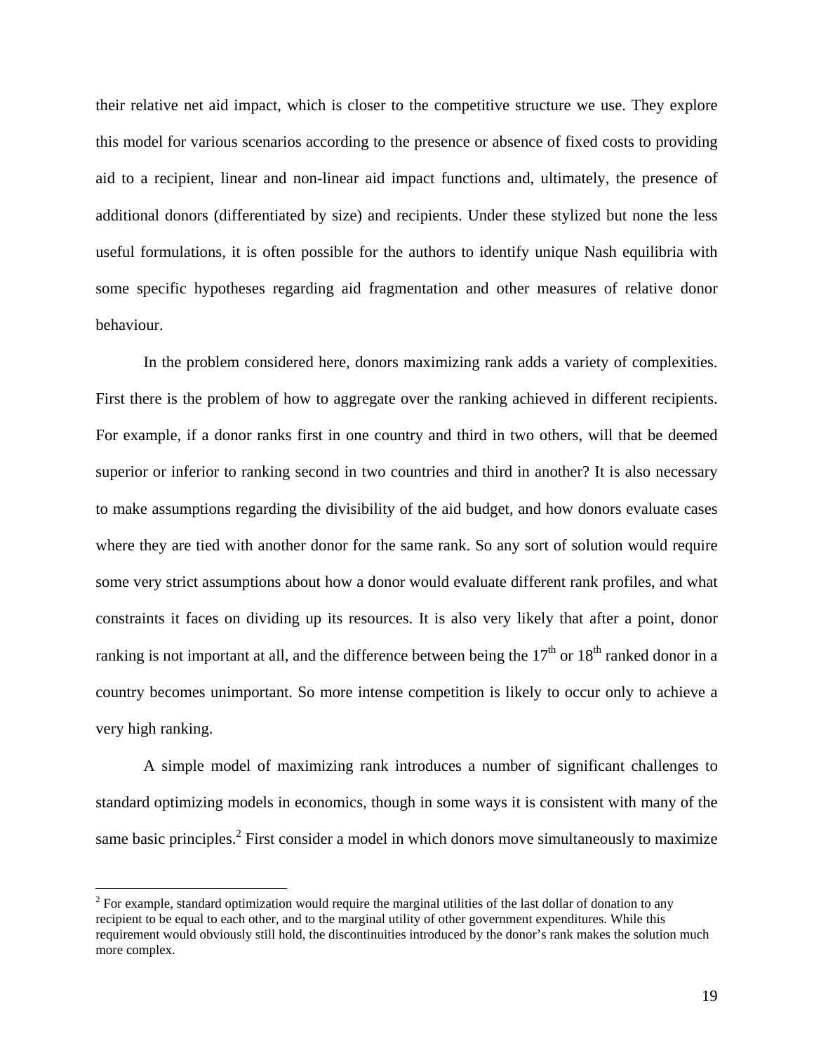their relative net aid impact, which is closer to the competitive structure we use. They explore this model for various scenarios according to the presence or absence of fixed costs to providing aid to a recipient, linear and non-linear aid impact functions and, ultimately, the presence of additional donors (differentiated by size) and recipients. Under these stylized but none the less useful formulations, it is often possible for the authors to identify unique Nash equilibria with some specific hypotheses regarding aid fragmentation and other measures of relative donor behaviour.

In the problem considered here, donors maximizing rank adds a variety of complexities. First there is the problem of how to aggregate over the ranking achieved in different recipients. For example, if a donor ranks first in one country and third in two others, will that be deemed superior or inferior to ranking second in two countries and third in another? It is also necessary to make assumptions regarding the divisibility of the aid budget, and how donors evaluate cases where they are tied with another donor for the same rank. So any sort of solution would require some very strict assumptions about how a donor would evaluate different rank profiles, and what constraints it faces on dividing up its resources. It is also very likely that after a point, donor ranking is not important at all, and the difference between being the 17th or 18th ranked donor in a country becomes unimportant. So more intense competition is likely to occur only to achieve a very high ranking.

A simple model of maximizing rank introduces a number of significant challenges to standard optimizing models in economics, though in some ways it is consistent with many of the same basic principles.[2] First consider a model in which donors move simultaneously to maximize

[2] For example, standard optimization would require the marginal utilities of the last dollar of donation to any recipient to be equal to each other, and to the marginal utility of other government expenditures. While this requirement would obviously still hold, the discontinuities introduced by the donor's rank makes the solution much more complex.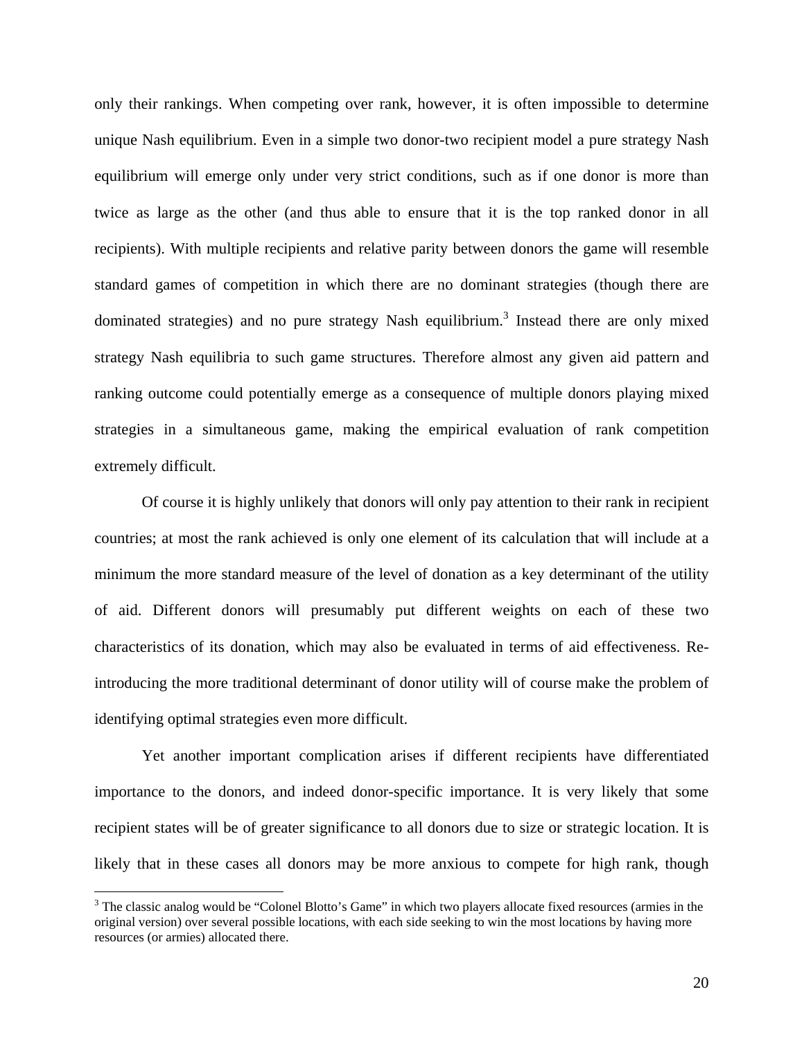only their rankings. When competing over rank, however, it is often impossible to determine unique Nash equilibrium. Even in a simple two donor-two recipient model a pure strategy Nash equilibrium will emerge only under very strict conditions, such as if one donor is more than twice as large as the other (and thus able to ensure that it is the top ranked donor in all recipients). With multiple recipients and relative parity between donors the game will resemble standard games of competition in which there are no dominant strategies (though there are dominated strategies) and no pure strategy Nash equilibrium.[3] Instead there are only mixed strategy Nash equilibria to such game structures. Therefore almost any given aid pattern and ranking outcome could potentially emerge as a consequence of multiple donors playing mixed strategies in a simultaneous game, making the empirical evaluation of rank competition extremely difficult.

Of course it is highly unlikely that donors will only pay attention to their rank in recipient countries; at most the rank achieved is only one element of its calculation that will include at a minimum the more standard measure of the level of donation as a key determinant of the utility of aid. Different donors will presumably put different weights on each of these two characteristics of its donation, which may also be evaluated in terms of aid effectiveness. Re-introducing the more traditional determinant of donor utility will of course make the problem of identifying optimal strategies even more difficult.

Yet another important complication arises if different recipients have differentiated importance to the donors, and indeed donor-specific importance. It is very likely that some recipient states will be of greater significance to all donors due to size or strategic location. It is likely that in these cases all donors may be more anxious to compete for high rank, though

[3] The classic analog would be "Colonel Blotto's Game" in which two players allocate fixed resources (armies in the original version) over several possible locations, with each side seeking to win the most locations by having more resources (or armies) allocated there.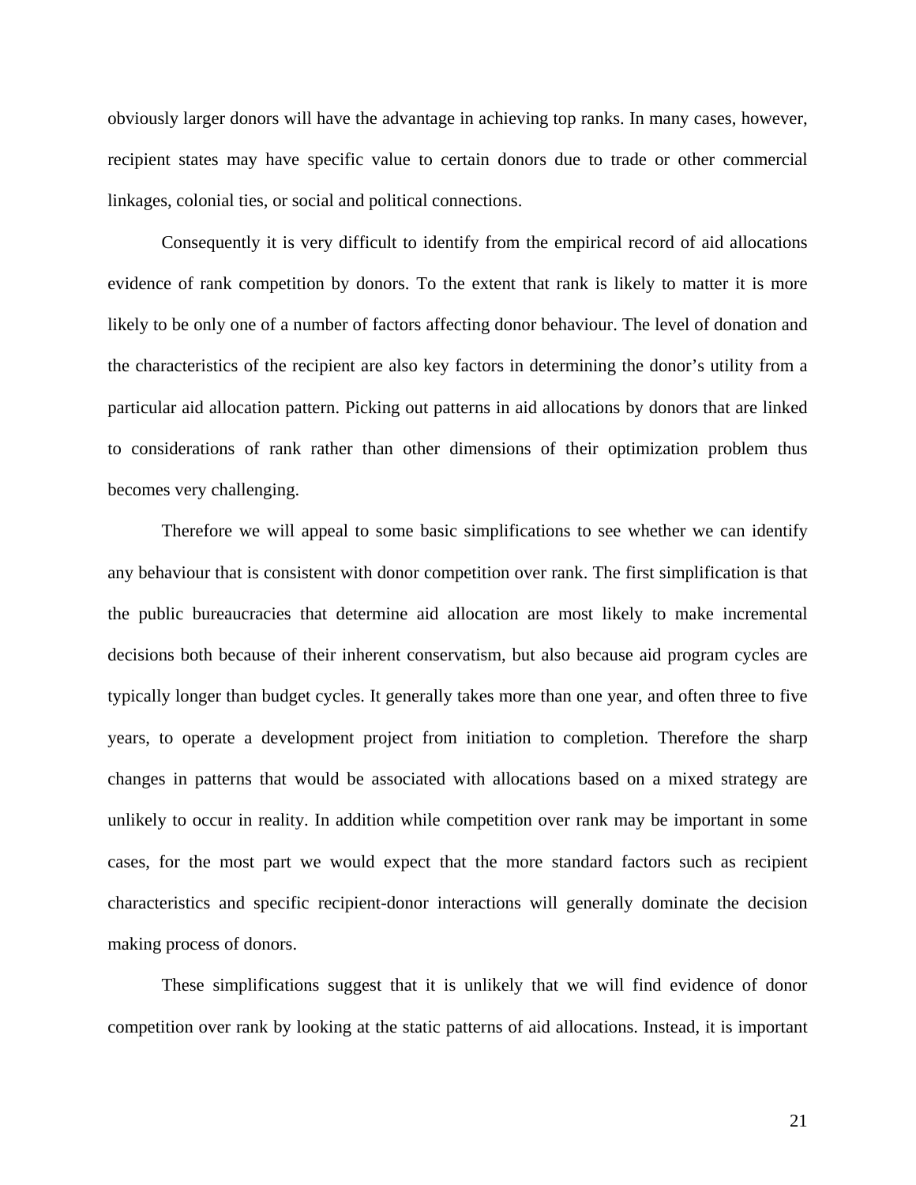obviously larger donors will have the advantage in achieving top ranks. In many cases, however, recipient states may have specific value to certain donors due to trade or other commercial linkages, colonial ties, or social and political connections.

Consequently it is very difficult to identify from the empirical record of aid allocations evidence of rank competition by donors. To the extent that rank is likely to matter it is more likely to be only one of a number of factors affecting donor behaviour. The level of donation and the characteristics of the recipient are also key factors in determining the donor's utility from a particular aid allocation pattern. Picking out patterns in aid allocations by donors that are linked to considerations of rank rather than other dimensions of their optimization problem thus becomes very challenging.

Therefore we will appeal to some basic simplifications to see whether we can identify any behaviour that is consistent with donor competition over rank. The first simplification is that the public bureaucracies that determine aid allocation are most likely to make incremental decisions both because of their inherent conservatism, but also because aid program cycles are typically longer than budget cycles. It generally takes more than one year, and often three to five years, to operate a development project from initiation to completion. Therefore the sharp changes in patterns that would be associated with allocations based on a mixed strategy are unlikely to occur in reality. In addition while competition over rank may be important in some cases, for the most part we would expect that the more standard factors such as recipient characteristics and specific recipient-donor interactions will generally dominate the decision making process of donors.

These simplifications suggest that it is unlikely that we will find evidence of donor competition over rank by looking at the static patterns of aid allocations. Instead, it is important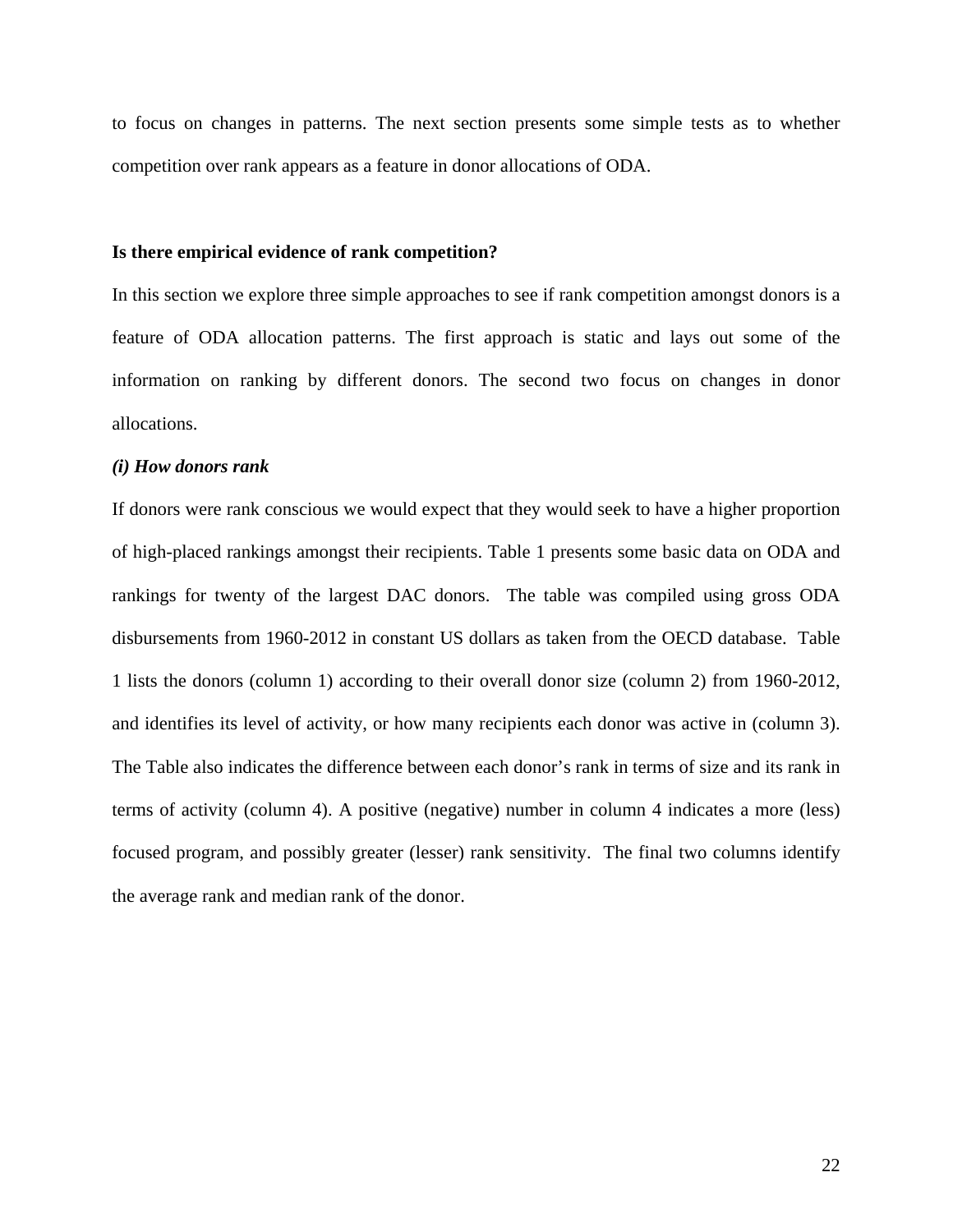to focus on changes in patterns. The next section presents some simple tests as to whether competition over rank appears as a feature in donor allocations of ODA.

**Is there empirical evidence of rank competition?**

In this section we explore three simple approaches to see if rank competition amongst donors is a feature of ODA allocation patterns. The first approach is static and lays out some of the information on ranking by different donors. The second two focus on changes in donor allocations.

***(i) How donors rank***

If donors were rank conscious we would expect that they would seek to have a higher proportion of high-placed rankings amongst their recipients. Table 1 presents some basic data on ODA and rankings for twenty of the largest DAC donors. The table was compiled using gross ODA disbursements from 1960-2012 in constant US dollars as taken from the OECD database. Table 1 lists the donors (column 1) according to their overall donor size (column 2) from 1960-2012, and identifies its level of activity, or how many recipients each donor was active in (column 3). The Table also indicates the difference between each donor's rank in terms of size and its rank in terms of activity (column 4). A positive (negative) number in column 4 indicates a more (less) focused program, and possibly greater (lesser) rank sensitivity. The final two columns identify the average rank and median rank of the donor.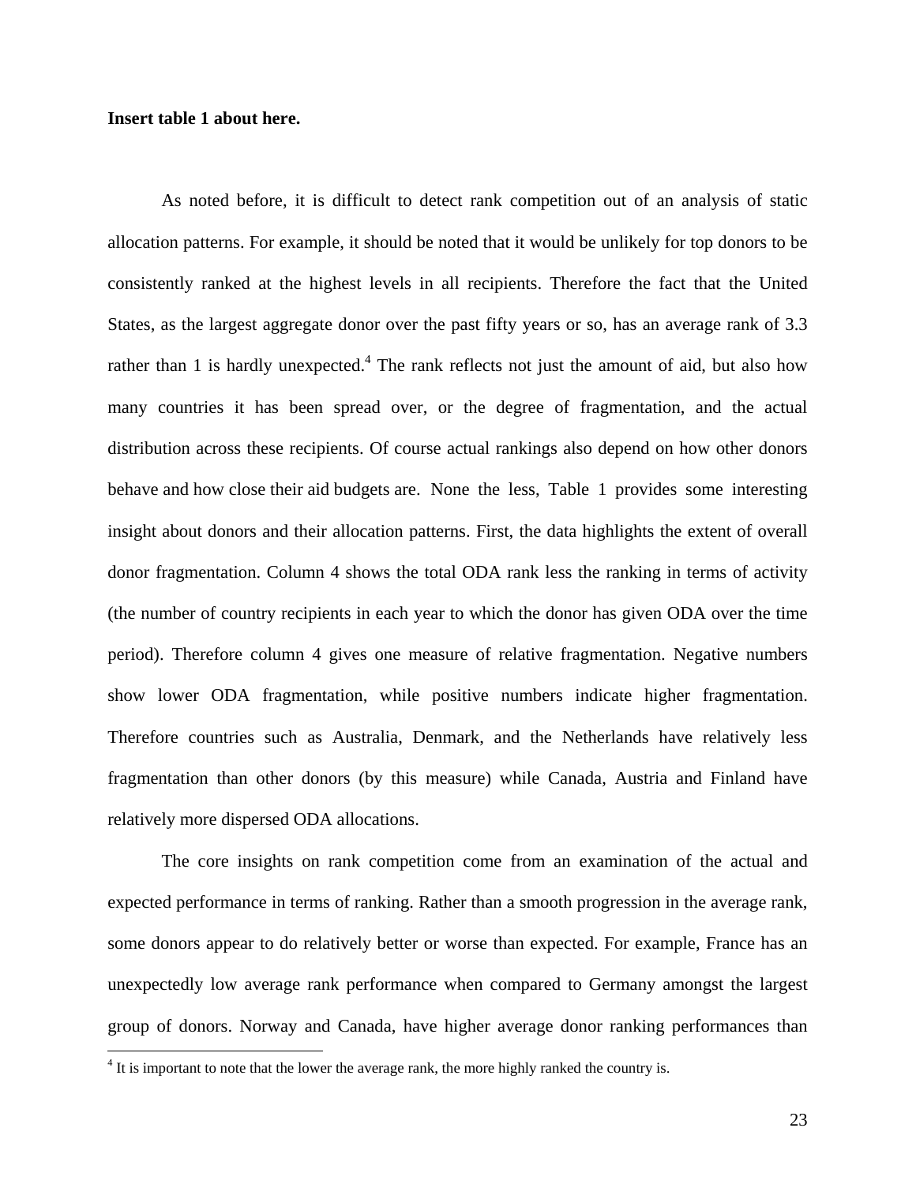**Insert table 1 about here.**

As noted before, it is difficult to detect rank competition out of an analysis of static allocation patterns. For example, it should be noted that it would be unlikely for top donors to be consistently ranked at the highest levels in all recipients. Therefore the fact that the United States, as the largest aggregate donor over the past fifty years or so, has an average rank of 3.3 rather than 1 is hardly unexpected.[4] The rank reflects not just the amount of aid, but also how many countries it has been spread over, or the degree of fragmentation, and the actual distribution across these recipients. Of course actual rankings also depend on how other donors behave and how close their aid budgets are. None the less, Table 1 provides some interesting insight about donors and their allocation patterns. First, the data highlights the extent of overall donor fragmentation. Column 4 shows the total ODA rank less the ranking in terms of activity (the number of country recipients in each year to which the donor has given ODA over the time period). Therefore column 4 gives one measure of relative fragmentation. Negative numbers show lower ODA fragmentation, while positive numbers indicate higher fragmentation. Therefore countries such as Australia, Denmark, and the Netherlands have relatively less fragmentation than other donors (by this measure) while Canada, Austria and Finland have relatively more dispersed ODA allocations.

The core insights on rank competition come from an examination of the actual and expected performance in terms of ranking. Rather than a smooth progression in the average rank, some donors appear to do relatively better or worse than expected. For example, France has an unexpectedly low average rank performance when compared to Germany amongst the largest group of donors. Norway and Canada, have higher average donor ranking performances than

[4] It is important to note that the lower the average rank, the more highly ranked the country is.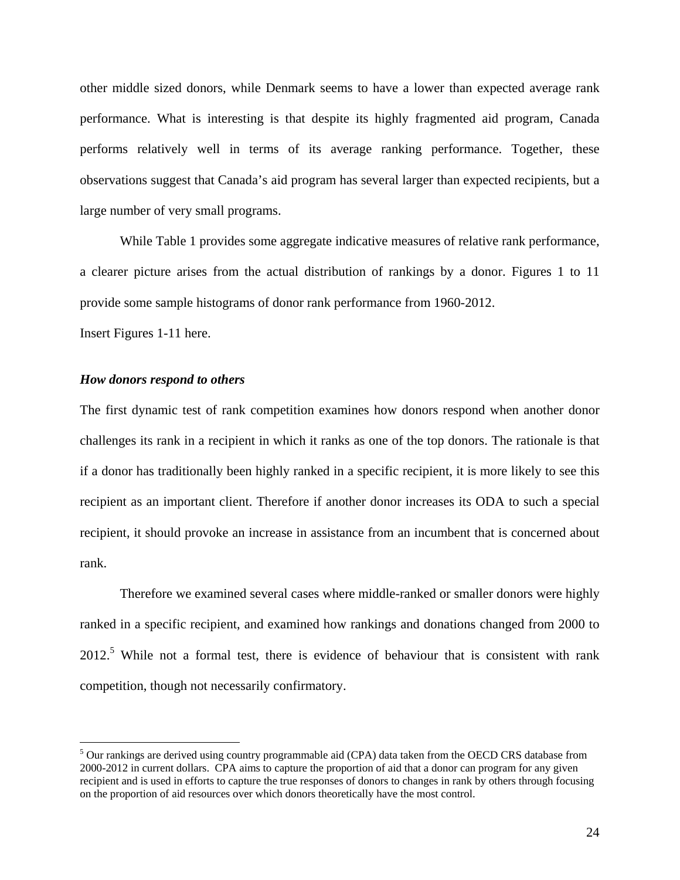other middle sized donors, while Denmark seems to have a lower than expected average rank performance. What is interesting is that despite its highly fragmented aid program, Canada performs relatively well in terms of its average ranking performance. Together, these observations suggest that Canada's aid program has several larger than expected recipients, but a large number of very small programs.

While Table 1 provides some aggregate indicative measures of relative rank performance, a clearer picture arises from the actual distribution of rankings by a donor. Figures 1 to 11 provide some sample histograms of donor rank performance from 1960-2012.

Insert Figures 1-11 here.

***How donors respond to others***

The first dynamic test of rank competition examines how donors respond when another donor challenges its rank in a recipient in which it ranks as one of the top donors. The rationale is that if a donor has traditionally been highly ranked in a specific recipient, it is more likely to see this recipient as an important client. Therefore if another donor increases its ODA to such a special recipient, it should provoke an increase in assistance from an incumbent that is concerned about rank.

Therefore we examined several cases where middle-ranked or smaller donors were highly ranked in a specific recipient, and examined how rankings and donations changed from 2000 to 2012.[5] While not a formal test, there is evidence of behaviour that is consistent with rank competition, though not necessarily confirmatory.

---

[5] Our rankings are derived using country programmable aid (CPA) data taken from the OECD CRS database from 2000-2012 in current dollars. CPA aims to capture the proportion of aid that a donor can program for any given recipient and is used in efforts to capture the true responses of donors to changes in rank by others through focusing on the proportion of aid resources over which donors theoretically have the most control.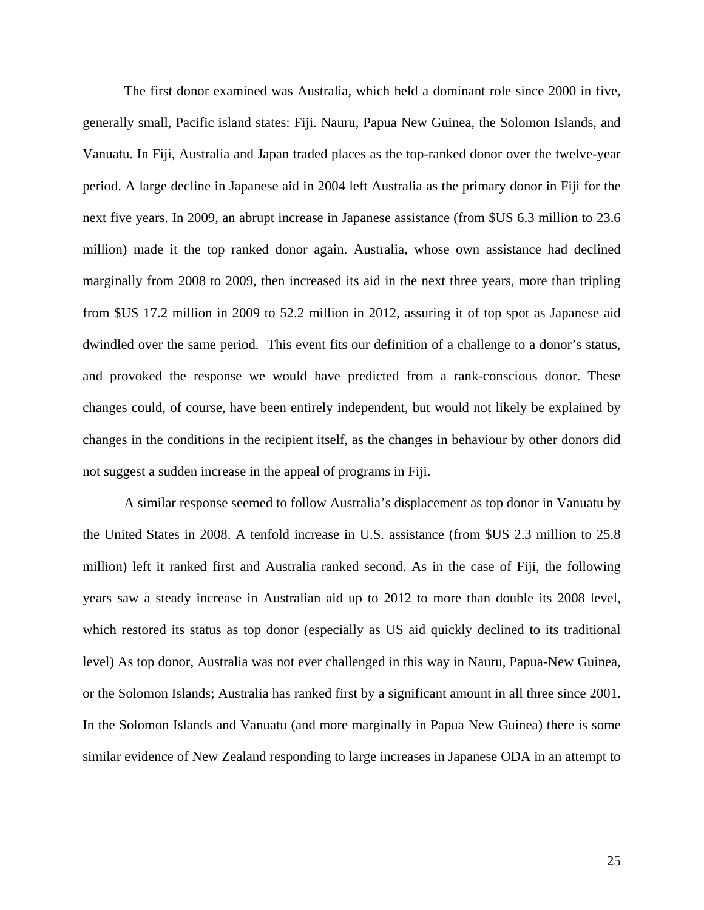The first donor examined was Australia, which held a dominant role since 2000 in five, generally small, Pacific island states: Fiji. Nauru, Papua New Guinea, the Solomon Islands, and Vanuatu. In Fiji, Australia and Japan traded places as the top-ranked donor over the twelve-year period. A large decline in Japanese aid in 2004 left Australia as the primary donor in Fiji for the next five years. In 2009, an abrupt increase in Japanese assistance (from $US 6.3 million to 23.6 million) made it the top ranked donor again. Australia, whose own assistance had declined marginally from 2008 to 2009, then increased its aid in the next three years, more than tripling from $US 17.2 million in 2009 to 52.2 million in 2012, assuring it of top spot as Japanese aid dwindled over the same period. This event fits our definition of a challenge to a donor's status, and provoked the response we would have predicted from a rank-conscious donor. These changes could, of course, have been entirely independent, but would not likely be explained by changes in the conditions in the recipient itself, as the changes in behaviour by other donors did not suggest a sudden increase in the appeal of programs in Fiji.

A similar response seemed to follow Australia's displacement as top donor in Vanuatu by the United States in 2008. A tenfold increase in U.S. assistance (from $US 2.3 million to 25.8 million) left it ranked first and Australia ranked second. As in the case of Fiji, the following years saw a steady increase in Australian aid up to 2012 to more than double its 2008 level, which restored its status as top donor (especially as US aid quickly declined to its traditional level) As top donor, Australia was not ever challenged in this way in Nauru, Papua-New Guinea, or the Solomon Islands; Australia has ranked first by a significant amount in all three since 2001. In the Solomon Islands and Vanuatu (and more marginally in Papua New Guinea) there is some similar evidence of New Zealand responding to large increases in Japanese ODA in an attempt to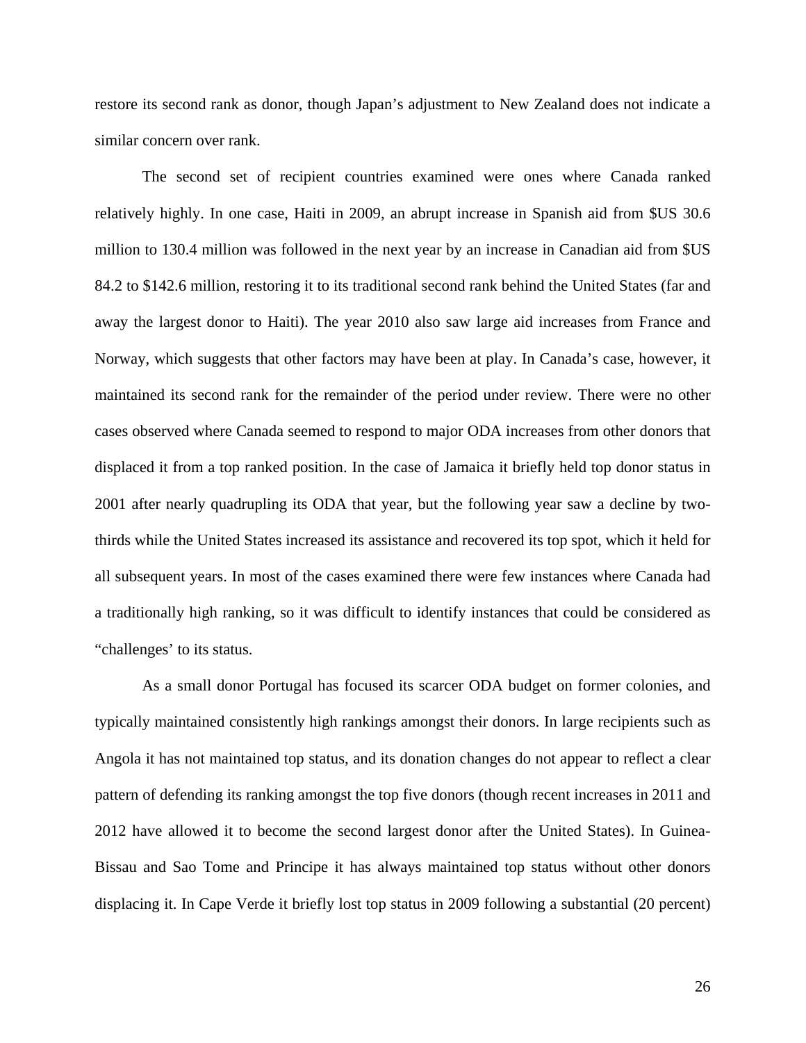restore its second rank as donor, though Japan's adjustment to New Zealand does not indicate a similar concern over rank.

The second set of recipient countries examined were ones where Canada ranked relatively highly. In one case, Haiti in 2009, an abrupt increase in Spanish aid from $US 30.6 million to 130.4 million was followed in the next year by an increase in Canadian aid from $US 84.2 to $142.6 million, restoring it to its traditional second rank behind the United States (far and away the largest donor to Haiti). The year 2010 also saw large aid increases from France and Norway, which suggests that other factors may have been at play. In Canada's case, however, it maintained its second rank for the remainder of the period under review. There were no other cases observed where Canada seemed to respond to major ODA increases from other donors that displaced it from a top ranked position. In the case of Jamaica it briefly held top donor status in 2001 after nearly quadrupling its ODA that year, but the following year saw a decline by two-thirds while the United States increased its assistance and recovered its top spot, which it held for all subsequent years. In most of the cases examined there were few instances where Canada had a traditionally high ranking, so it was difficult to identify instances that could be considered as "challenges' to its status.

As a small donor Portugal has focused its scarcer ODA budget on former colonies, and typically maintained consistently high rankings amongst their donors. In large recipients such as Angola it has not maintained top status, and its donation changes do not appear to reflect a clear pattern of defending its ranking amongst the top five donors (though recent increases in 2011 and 2012 have allowed it to become the second largest donor after the United States). In Guinea-Bissau and Sao Tome and Principe it has always maintained top status without other donors displacing it. In Cape Verde it briefly lost top status in 2009 following a substantial (20 percent)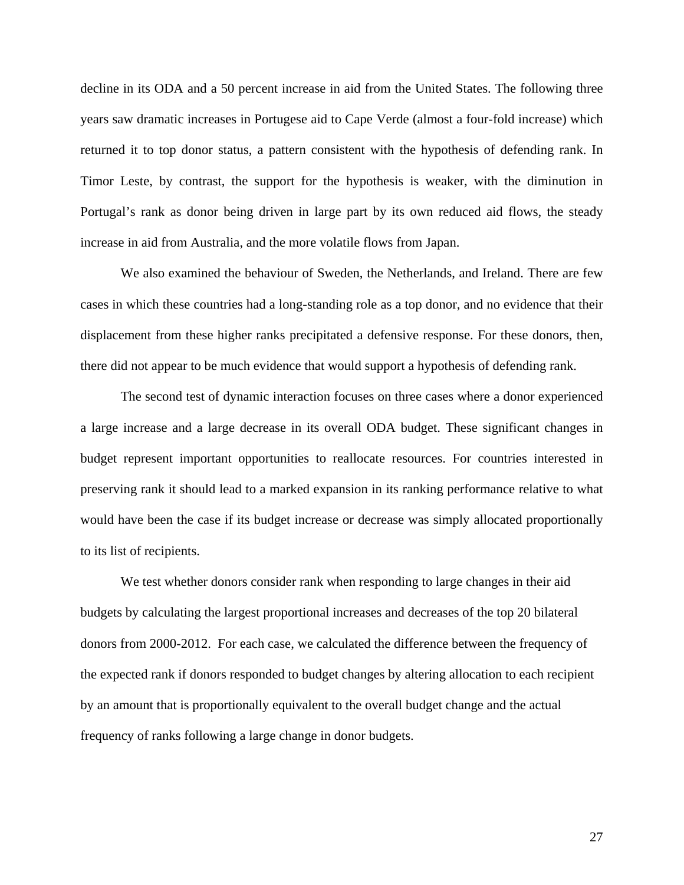decline in its ODA and a 50 percent increase in aid from the United States. The following three years saw dramatic increases in Portugese aid to Cape Verde (almost a four-fold increase) which returned it to top donor status, a pattern consistent with the hypothesis of defending rank. In Timor Leste, by contrast, the support for the hypothesis is weaker, with the diminution in Portugal's rank as donor being driven in large part by its own reduced aid flows, the steady increase in aid from Australia, and the more volatile flows from Japan.

We also examined the behaviour of Sweden, the Netherlands, and Ireland. There are few cases in which these countries had a long-standing role as a top donor, and no evidence that their displacement from these higher ranks precipitated a defensive response. For these donors, then, there did not appear to be much evidence that would support a hypothesis of defending rank.

The second test of dynamic interaction focuses on three cases where a donor experienced a large increase and a large decrease in its overall ODA budget. These significant changes in budget represent important opportunities to reallocate resources. For countries interested in preserving rank it should lead to a marked expansion in its ranking performance relative to what would have been the case if its budget increase or decrease was simply allocated proportionally to its list of recipients.

We test whether donors consider rank when responding to large changes in their aid budgets by calculating the largest proportional increases and decreases of the top 20 bilateral donors from 2000-2012. For each case, we calculated the difference between the frequency of the expected rank if donors responded to budget changes by altering allocation to each recipient by an amount that is proportionally equivalent to the overall budget change and the actual frequency of ranks following a large change in donor budgets.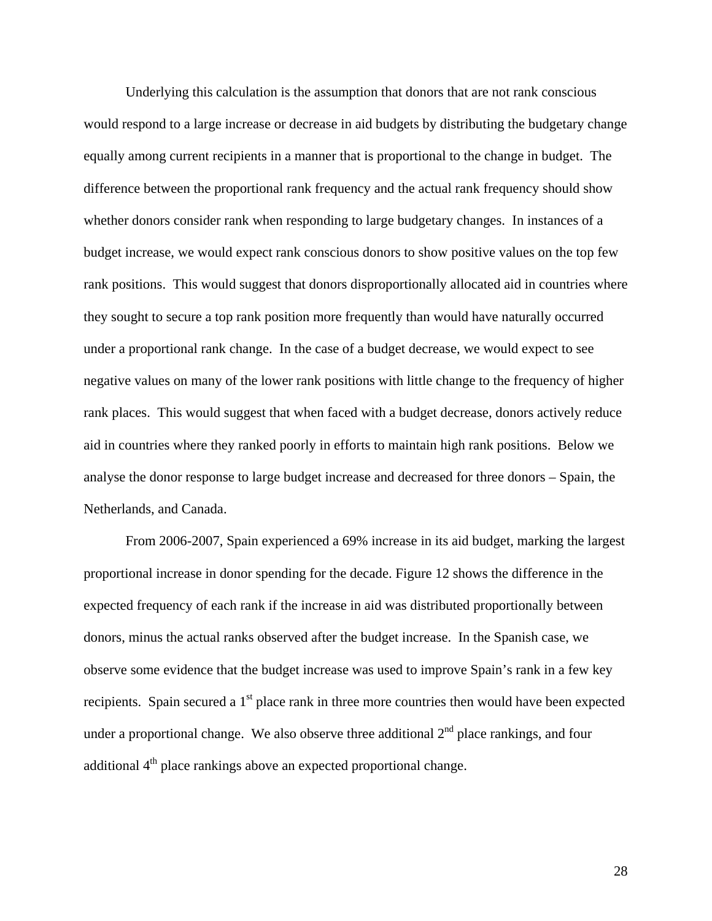Underlying this calculation is the assumption that donors that are not rank conscious would respond to a large increase or decrease in aid budgets by distributing the budgetary change equally among current recipients in a manner that is proportional to the change in budget. The difference between the proportional rank frequency and the actual rank frequency should show whether donors consider rank when responding to large budgetary changes. In instances of a budget increase, we would expect rank conscious donors to show positive values on the top few rank positions. This would suggest that donors disproportionally allocated aid in countries where they sought to secure a top rank position more frequently than would have naturally occurred under a proportional rank change. In the case of a budget decrease, we would expect to see negative values on many of the lower rank positions with little change to the frequency of higher rank places. This would suggest that when faced with a budget decrease, donors actively reduce aid in countries where they ranked poorly in efforts to maintain high rank positions. Below we analyse the donor response to large budget increase and decreased for three donors – Spain, the Netherlands, and Canada.

From 2006-2007, Spain experienced a 69% increase in its aid budget, marking the largest proportional increase in donor spending for the decade. Figure 12 shows the difference in the expected frequency of each rank if the increase in aid was distributed proportionally between donors, minus the actual ranks observed after the budget increase. In the Spanish case, we observe some evidence that the budget increase was used to improve Spain's rank in a few key recipients. Spain secured a 1st place rank in three more countries then would have been expected under a proportional change. We also observe three additional 2nd place rankings, and four additional 4th place rankings above an expected proportional change.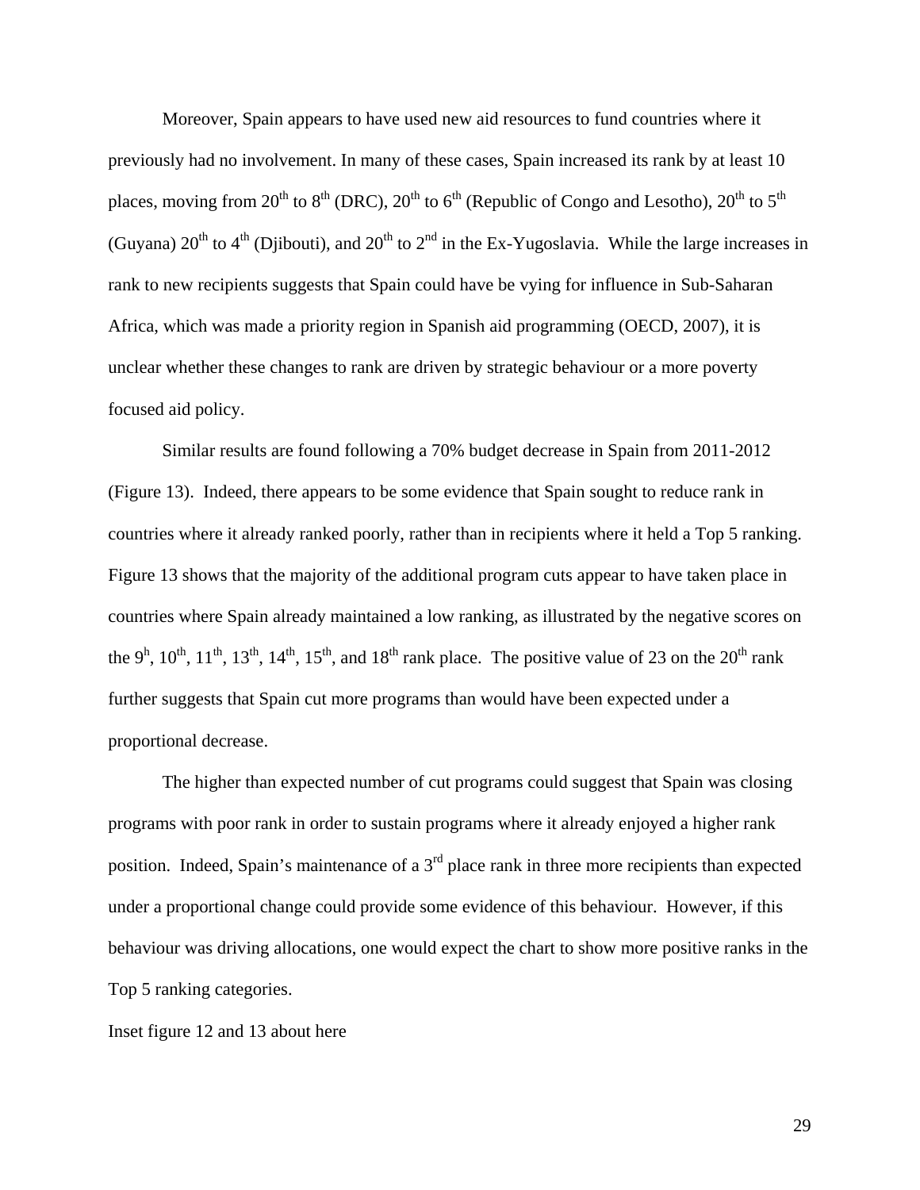Moreover, Spain appears to have used new aid resources to fund countries where it previously had no involvement. In many of these cases, Spain increased its rank by at least 10 places, moving from 20th to 8th (DRC), 20th to 6th (Republic of Congo and Lesotho), 20th to 5th (Guyana) 20th to 4th (Djibouti), and 20th to 2nd in the Ex-Yugoslavia. While the large increases in rank to new recipients suggests that Spain could have be vying for influence in Sub-Saharan Africa, which was made a priority region in Spanish aid programming (OECD, 2007), it is unclear whether these changes to rank are driven by strategic behaviour or a more poverty focused aid policy.

Similar results are found following a 70% budget decrease in Spain from 2011-2012 (Figure 13). Indeed, there appears to be some evidence that Spain sought to reduce rank in countries where it already ranked poorly, rather than in recipients where it held a Top 5 ranking. Figure 13 shows that the majority of the additional program cuts appear to have taken place in countries where Spain already maintained a low ranking, as illustrated by the negative scores on the 9h, 10th, 11th, 13th, 14th, 15th, and 18th rank place. The positive value of 23 on the 20th rank further suggests that Spain cut more programs than would have been expected under a proportional decrease.

The higher than expected number of cut programs could suggest that Spain was closing programs with poor rank in order to sustain programs where it already enjoyed a higher rank position. Indeed, Spain's maintenance of a 3rd place rank in three more recipients than expected under a proportional change could provide some evidence of this behaviour. However, if this behaviour was driving allocations, one would expect the chart to show more positive ranks in the Top 5 ranking categories.

Inset figure 12 and 13 about here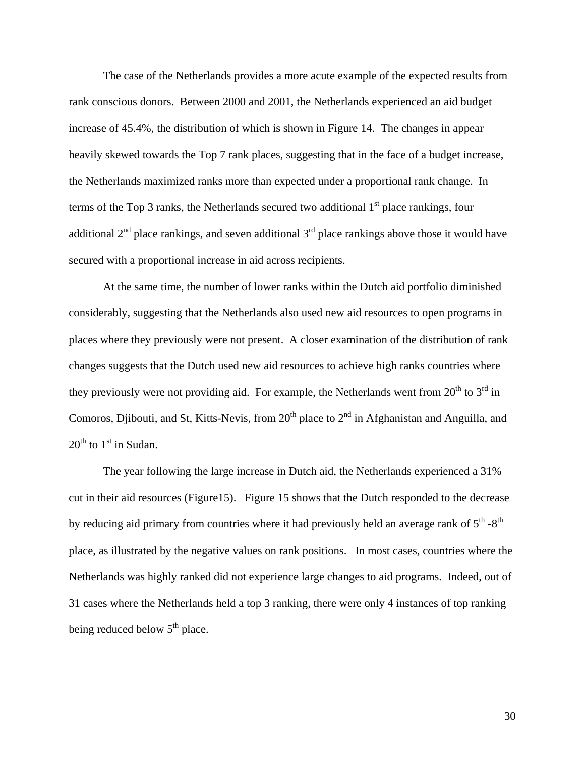The case of the Netherlands provides a more acute example of the expected results from rank conscious donors. Between 2000 and 2001, the Netherlands experienced an aid budget increase of 45.4%, the distribution of which is shown in Figure 14. The changes in appear heavily skewed towards the Top 7 rank places, suggesting that in the face of a budget increase, the Netherlands maximized ranks more than expected under a proportional rank change. In terms of the Top 3 ranks, the Netherlands secured two additional $1^{st}$ place rankings, four additional $2^{nd}$ place rankings, and seven additional $3^{rd}$ place rankings above those it would have secured with a proportional increase in aid across recipients.

At the same time, the number of lower ranks within the Dutch aid portfolio diminished considerably, suggesting that the Netherlands also used new aid resources to open programs in places where they previously were not present. A closer examination of the distribution of rank changes suggests that the Dutch used new aid resources to achieve high ranks countries where they previously were not providing aid. For example, the Netherlands went from $20^{th}$ to $3^{rd}$ in Comoros, Djibouti, and St, Kitts-Nevis, from $20^{th}$ place to $2^{nd}$ in Afghanistan and Anguilla, and $20^{th}$ to $1^{st}$ in Sudan.

The year following the large increase in Dutch aid, the Netherlands experienced a 31% cut in their aid resources (Figure15). Figure 15 shows that the Dutch responded to the decrease by reducing aid primary from countries where it had previously held an average rank of $5^{th}$ -$8^{th}$ place, as illustrated by the negative values on rank positions. In most cases, countries where the Netherlands was highly ranked did not experience large changes to aid programs. Indeed, out of 31 cases where the Netherlands held a top 3 ranking, there were only 4 instances of top ranking being reduced below $5^{th}$ place.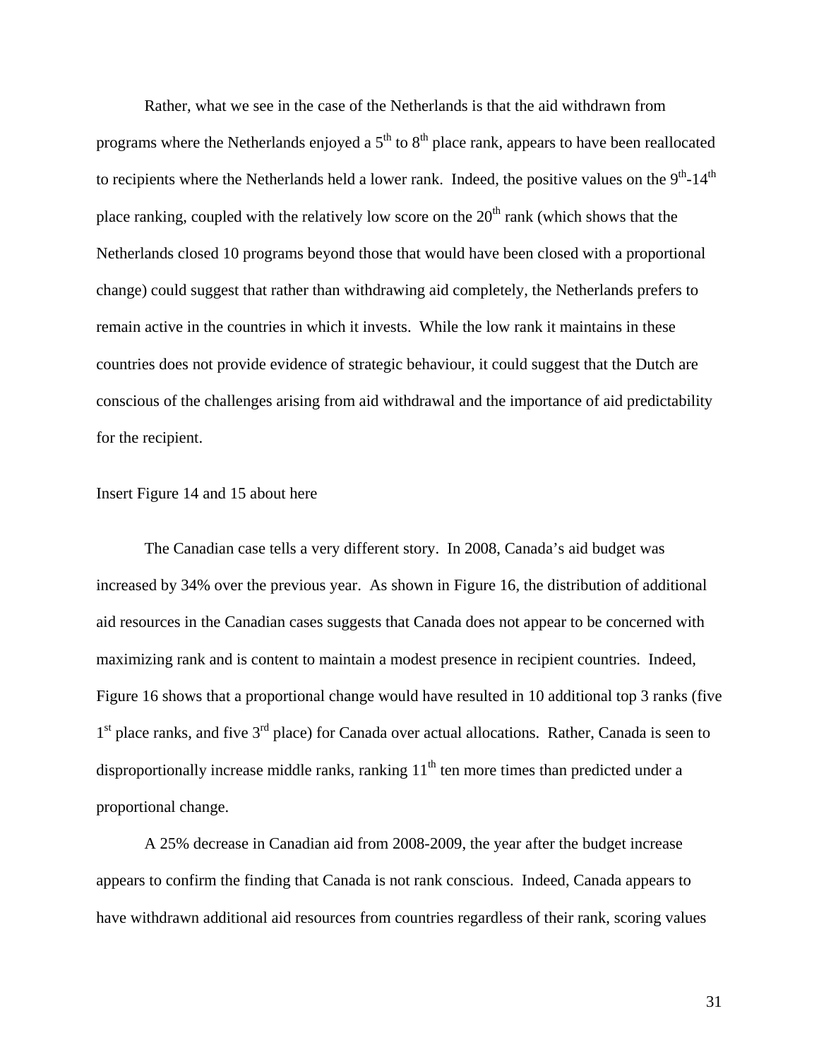Rather, what we see in the case of the Netherlands is that the aid withdrawn from programs where the Netherlands enjoyed a 5th to 8th place rank, appears to have been reallocated to recipients where the Netherlands held a lower rank. Indeed, the positive values on the 9th-14th place ranking, coupled with the relatively low score on the 20th rank (which shows that the Netherlands closed 10 programs beyond those that would have been closed with a proportional change) could suggest that rather than withdrawing aid completely, the Netherlands prefers to remain active in the countries in which it invests. While the low rank it maintains in these countries does not provide evidence of strategic behaviour, it could suggest that the Dutch are conscious of the challenges arising from aid withdrawal and the importance of aid predictability for the recipient.

Insert Figure 14 and 15 about here

The Canadian case tells a very different story. In 2008, Canada's aid budget was increased by 34% over the previous year. As shown in Figure 16, the distribution of additional aid resources in the Canadian cases suggests that Canada does not appear to be concerned with maximizing rank and is content to maintain a modest presence in recipient countries. Indeed, Figure 16 shows that a proportional change would have resulted in 10 additional top 3 ranks (five 1st place ranks, and five 3rd place) for Canada over actual allocations. Rather, Canada is seen to disproportionally increase middle ranks, ranking 11th ten more times than predicted under a proportional change.

A 25% decrease in Canadian aid from 2008-2009, the year after the budget increase appears to confirm the finding that Canada is not rank conscious. Indeed, Canada appears to have withdrawn additional aid resources from countries regardless of their rank, scoring values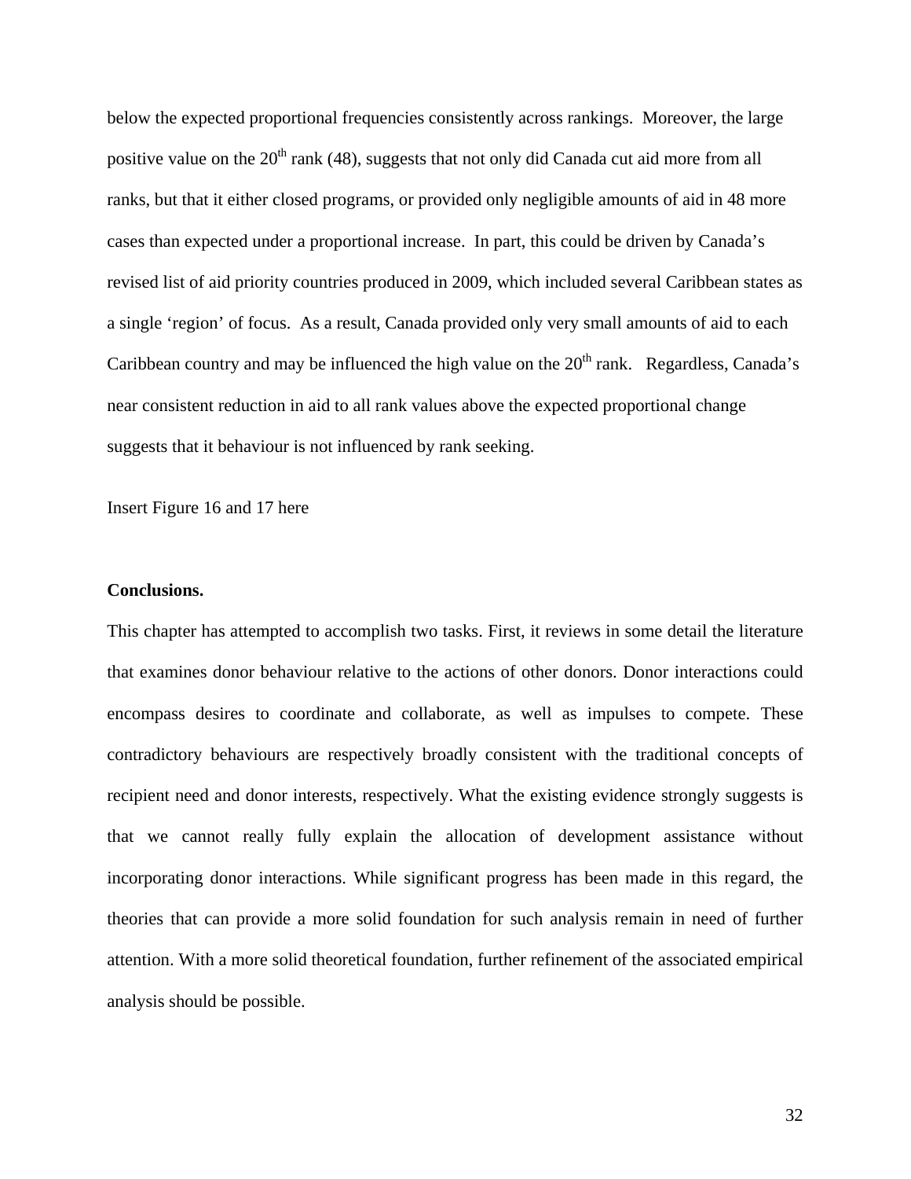below the expected proportional frequencies consistently across rankings. Moreover, the large positive value on the 20th rank (48), suggests that not only did Canada cut aid more from all ranks, but that it either closed programs, or provided only negligible amounts of aid in 48 more cases than expected under a proportional increase. In part, this could be driven by Canada's revised list of aid priority countries produced in 2009, which included several Caribbean states as a single 'region' of focus. As a result, Canada provided only very small amounts of aid to each Caribbean country and may be influenced the high value on the 20th rank. Regardless, Canada's near consistent reduction in aid to all rank values above the expected proportional change suggests that it behaviour is not influenced by rank seeking.

Insert Figure 16 and 17 here

**Conclusions.**

This chapter has attempted to accomplish two tasks. First, it reviews in some detail the literature that examines donor behaviour relative to the actions of other donors. Donor interactions could encompass desires to coordinate and collaborate, as well as impulses to compete. These contradictory behaviours are respectively broadly consistent with the traditional concepts of recipient need and donor interests, respectively. What the existing evidence strongly suggests is that we cannot really fully explain the allocation of development assistance without incorporating donor interactions. While significant progress has been made in this regard, the theories that can provide a more solid foundation for such analysis remain in need of further attention. With a more solid theoretical foundation, further refinement of the associated empirical analysis should be possible.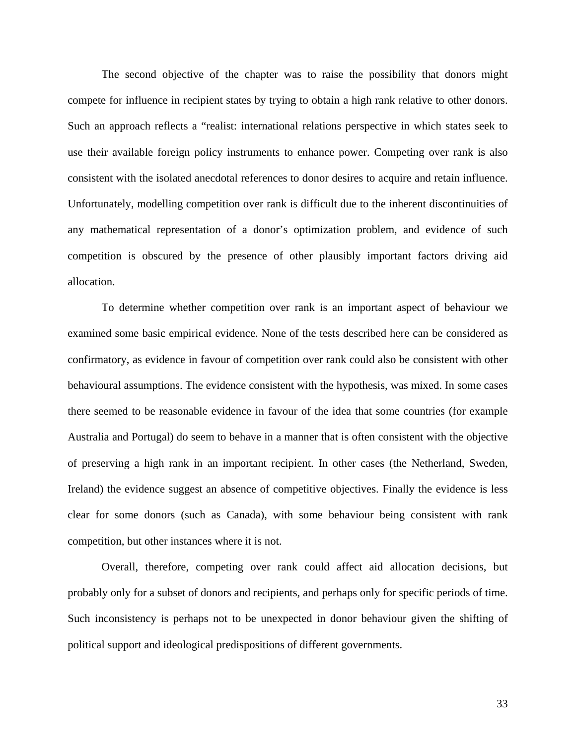The second objective of the chapter was to raise the possibility that donors might compete for influence in recipient states by trying to obtain a high rank relative to other donors. Such an approach reflects a “realist: international relations perspective in which states seek to use their available foreign policy instruments to enhance power. Competing over rank is also consistent with the isolated anecdotal references to donor desires to acquire and retain influence. Unfortunately, modelling competition over rank is difficult due to the inherent discontinuities of any mathematical representation of a donor’s optimization problem, and evidence of such competition is obscured by the presence of other plausibly important factors driving aid allocation.

To determine whether competition over rank is an important aspect of behaviour we examined some basic empirical evidence. None of the tests described here can be considered as confirmatory, as evidence in favour of competition over rank could also be consistent with other behavioural assumptions. The evidence consistent with the hypothesis, was mixed. In some cases there seemed to be reasonable evidence in favour of the idea that some countries (for example Australia and Portugal) do seem to behave in a manner that is often consistent with the objective of preserving a high rank in an important recipient. In other cases (the Netherland, Sweden, Ireland) the evidence suggest an absence of competitive objectives. Finally the evidence is less clear for some donors (such as Canada), with some behaviour being consistent with rank competition, but other instances where it is not.

Overall, therefore, competing over rank could affect aid allocation decisions, but probably only for a subset of donors and recipients, and perhaps only for specific periods of time. Such inconsistency is perhaps not to be unexpected in donor behaviour given the shifting of political support and ideological predispositions of different governments.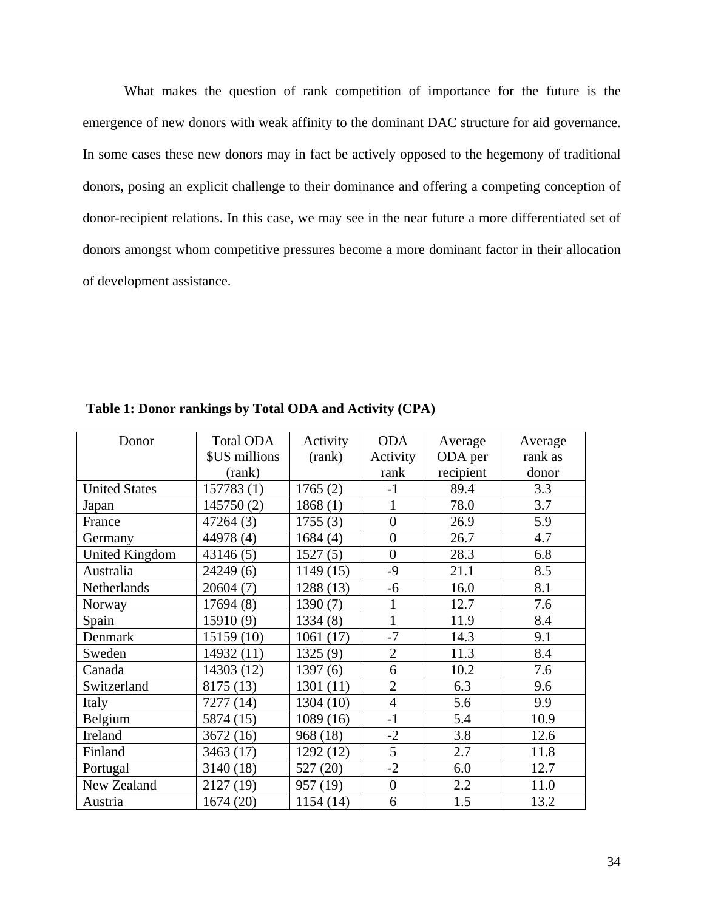What makes the question of rank competition of importance for the future is the emergence of new donors with weak affinity to the dominant DAC structure for aid governance. In some cases these new donors may in fact be actively opposed to the hegemony of traditional donors, posing an explicit challenge to their dominance and offering a competing conception of donor-recipient relations. In this case, we may see in the near future a more differentiated set of donors amongst whom competitive pressures become a more dominant factor in their allocation of development assistance.

**Table 1: Donor rankings by Total ODA and Activity (CPA)**

| Donor | Total ODA $US millions (rank) | Activity (rank) | ODA Activity rank | Average ODA per recipient | Average rank as donor |
|---|---|---|---|---|---|
| United States | 157783 (1) | 1765 (2) | -1 | 89.4 | 3.3 |
| Japan | 145750 (2) | 1868 (1) | 1 | 78.0 | 3.7 |
| France | 47264 (3) | 1755 (3) | 0 | 26.9 | 5.9 |
| Germany | 44978 (4) | 1684 (4) | 0 | 26.7 | 4.7 |
| United Kingdom | 43146 (5) | 1527 (5) | 0 | 28.3 | 6.8 |
| Australia | 24249 (6) | 1149 (15) | -9 | 21.1 | 8.5 |
| Netherlands | 20604 (7) | 1288 (13) | -6 | 16.0 | 8.1 |
| Norway | 17694 (8) | 1390 (7) | 1 | 12.7 | 7.6 |
| Spain | 15910 (9) | 1334 (8) | 1 | 11.9 | 8.4 |
| Denmark | 15159 (10) | 1061 (17) | -7 | 14.3 | 9.1 |
| Sweden | 14932 (11) | 1325 (9) | 2 | 11.3 | 8.4 |
| Canada | 14303 (12) | 1397 (6) | 6 | 10.2 | 7.6 |
| Switzerland | 8175 (13) | 1301 (11) | 2 | 6.3 | 9.6 |
| Italy | 7277 (14) | 1304 (10) | 4 | 5.6 | 9.9 |
| Belgium | 5874 (15) | 1089 (16) | -1 | 5.4 | 10.9 |
| Ireland | 3672 (16) | 968 (18) | -2 | 3.8 | 12.6 |
| Finland | 3463 (17) | 1292 (12) | 5 | 2.7 | 11.8 |
| Portugal | 3140 (18) | 527 (20) | -2 | 6.0 | 12.7 |
| New Zealand | 2127 (19) | 957 (19) | 0 | 2.2 | 11.0 |
| Austria | 1674 (20) | 1154 (14) | 6 | 1.5 | 13.2 |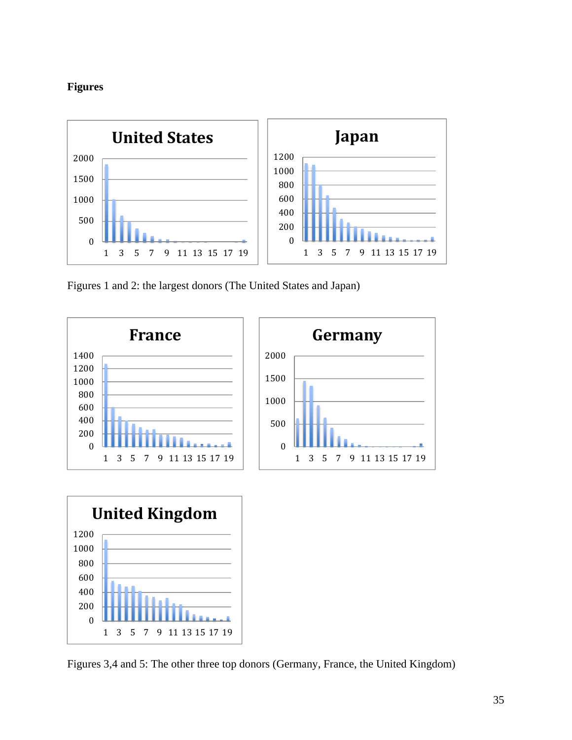**Figures**

Figures 1 and 2: the largest donors (The United States and Japan)

Figures 3,4 and 5: The other three top donors (Germany, France, the United Kingdom)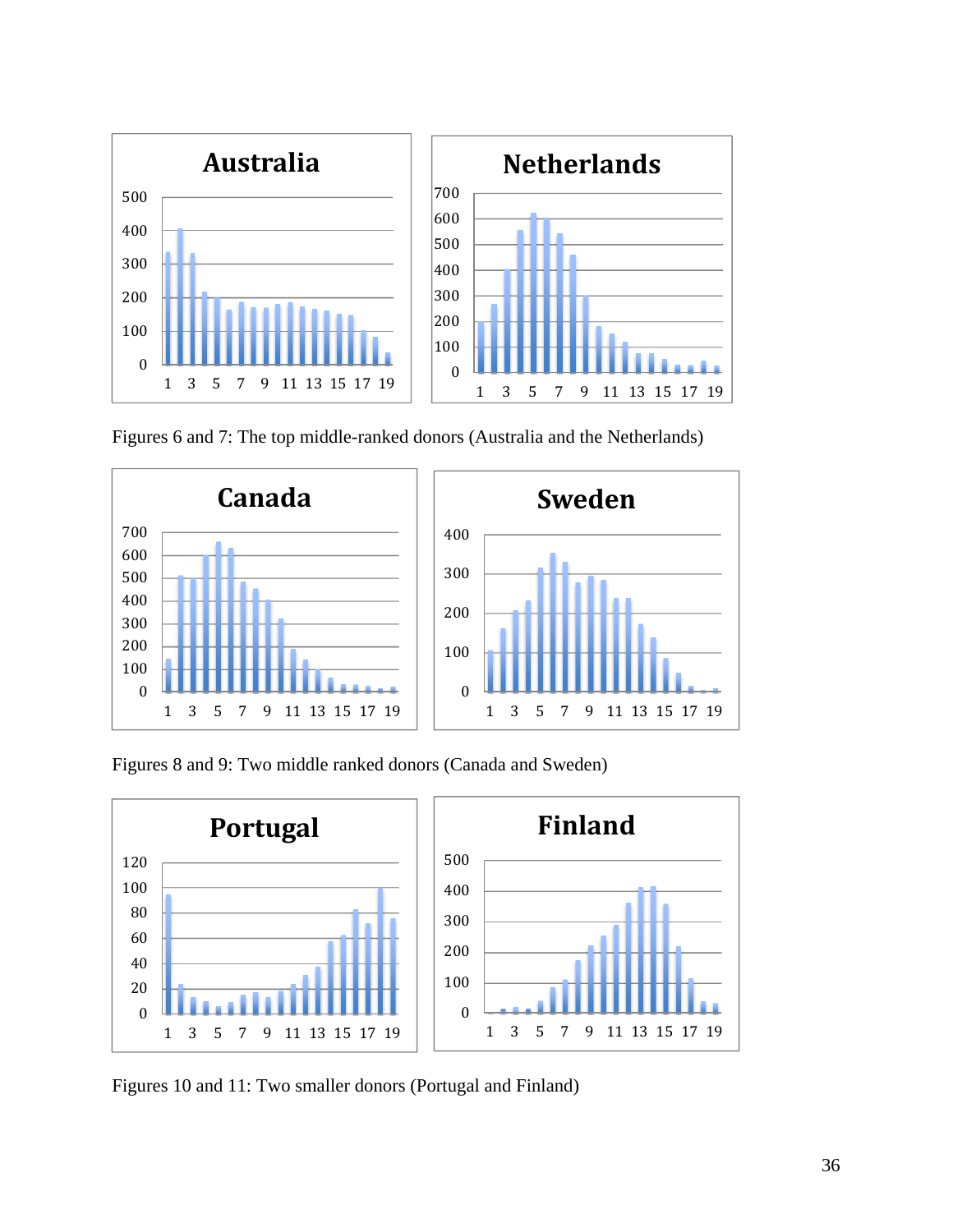Figures 6 and 7: The top middle-ranked donors (Australia and the Netherlands)

Figures 8 and 9: Two middle ranked donors (Canada and Sweden)

Figures 10 and 11: Two smaller donors (Portugal and Finland)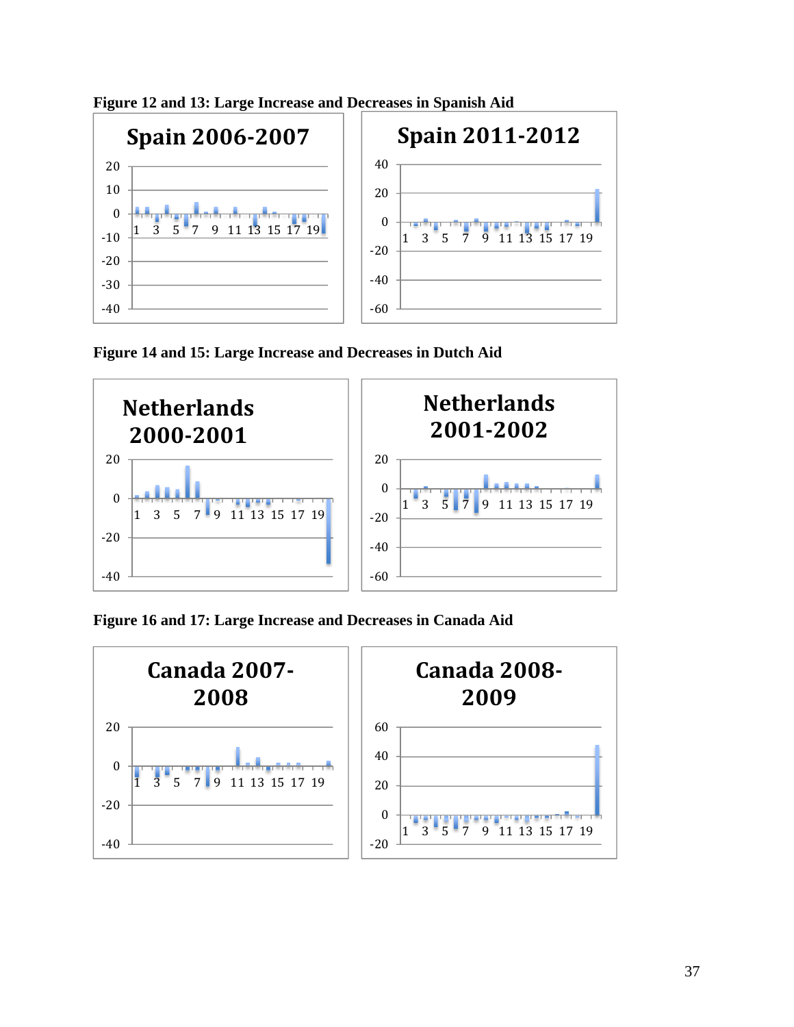**Figure 12 and 13: Large Increase and Decreases in Spanish Aid**

**Figure 14 and 15: Large Increase and Decreases in Dutch Aid**

**Figure 16 and 17: Large Increase and Decreases in Canada Aid**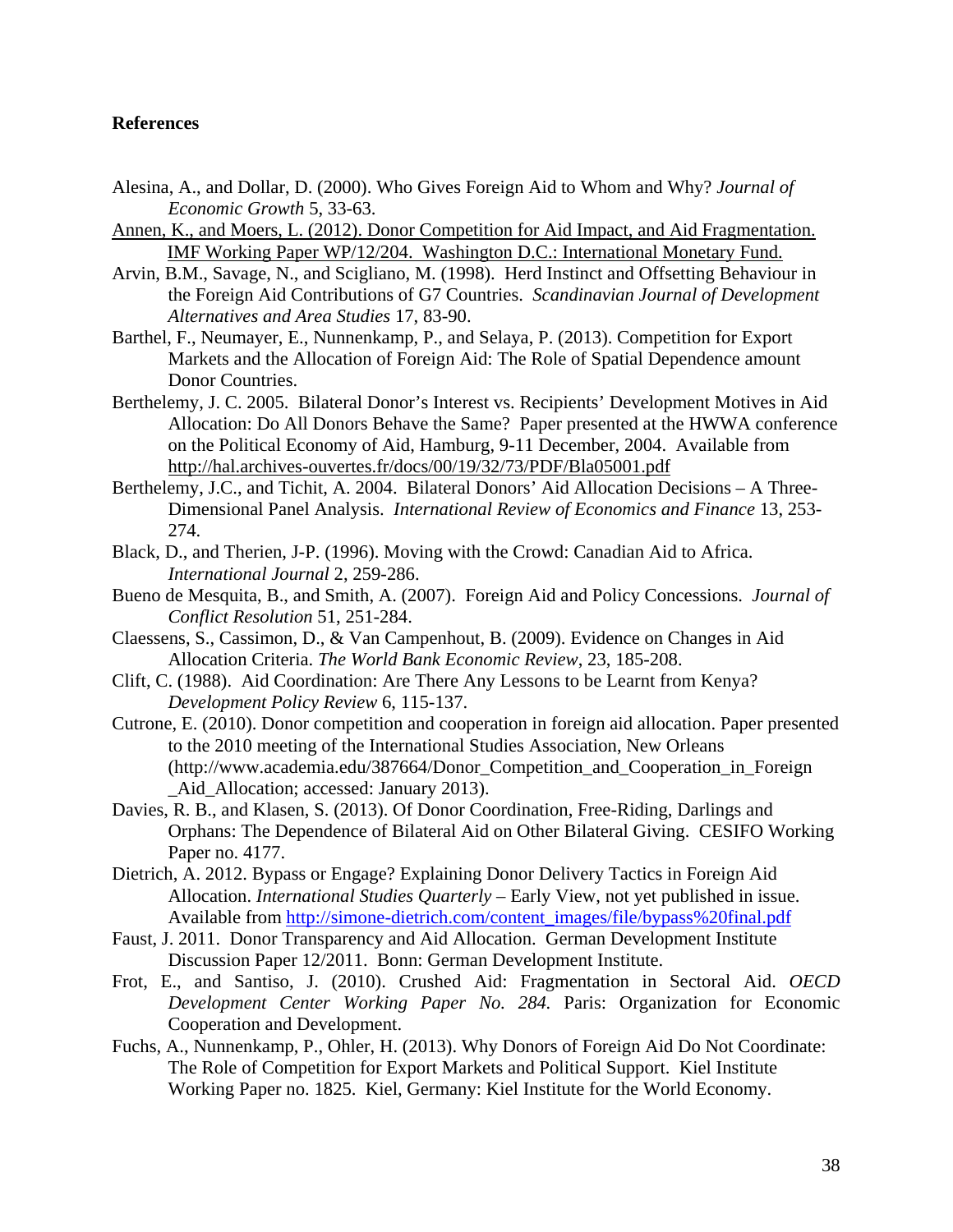**References**

Alesina, A., and Dollar, D. (2000). Who Gives Foreign Aid to Whom and Why? *Journal of Economic Growth* 5, 33-63.

Annen, K., and Moers, L. (2012). Donor Competition for Aid Impact, and Aid Fragmentation. IMF Working Paper WP/12/204. Washington D.C.: International Monetary Fund.

Arvin, B.M., Savage, N., and Scigliano, M. (1998). Herd Instinct and Offsetting Behaviour in the Foreign Aid Contributions of G7 Countries. *Scandinavian Journal of Development Alternatives and Area Studies* 17, 83-90.

Barthel, F., Neumayer, E., Nunnenkamp, P., and Selaya, P. (2013). Competition for Export Markets and the Allocation of Foreign Aid: The Role of Spatial Dependence amount Donor Countries.

Berthelemy, J. C. 2005. Bilateral Donor's Interest vs. Recipients' Development Motives in Aid Allocation: Do All Donors Behave the Same? Paper presented at the HWWA conference on the Political Economy of Aid, Hamburg, 9-11 December, 2004. Available from http://hal.archives-ouvertes.fr/docs/00/19/32/73/PDF/Bla05001.pdf

Berthelemy, J.C., and Tichit, A. 2004. Bilateral Donors' Aid Allocation Decisions – A Three-Dimensional Panel Analysis. *International Review of Economics and Finance* 13, 253-274.

Black, D., and Therien, J-P. (1996). Moving with the Crowd: Canadian Aid to Africa. *International Journal* 2, 259-286.

Bueno de Mesquita, B., and Smith, A. (2007). Foreign Aid and Policy Concessions. *Journal of Conflict Resolution* 51, 251-284.

Claessens, S., Cassimon, D., & Van Campenhout, B. (2009). Evidence on Changes in Aid Allocation Criteria. *The World Bank Economic Review*, 23, 185-208.

Clift, C. (1988). Aid Coordination: Are There Any Lessons to be Learnt from Kenya? *Development Policy Review* 6, 115-137.

Cutrone, E. (2010). Donor competition and cooperation in foreign aid allocation. Paper presented to the 2010 meeting of the International Studies Association, New Orleans (http://www.academia.edu/387664/Donor_Competition_and_Cooperation_in_Foreign_Aid_Allocation; accessed: January 2013).

Davies, R. B., and Klasen, S. (2013). Of Donor Coordination, Free-Riding, Darlings and Orphans: The Dependence of Bilateral Aid on Other Bilateral Giving. CESIFO Working Paper no. 4177.

Dietrich, A. 2012. Bypass or Engage? Explaining Donor Delivery Tactics in Foreign Aid Allocation. *International Studies Quarterly* – Early View, not yet published in issue. Available from http://simone-dietrich.com/content_images/file/bypass%20final.pdf

Faust, J. 2011. Donor Transparency and Aid Allocation. German Development Institute Discussion Paper 12/2011. Bonn: German Development Institute.

Frot, E., and Santiso, J. (2010). Crushed Aid: Fragmentation in Sectoral Aid. *OECD Development Center Working Paper No. 284.* Paris: Organization for Economic Cooperation and Development.

Fuchs, A., Nunnenkamp, P., Ohler, H. (2013). Why Donors of Foreign Aid Do Not Coordinate: The Role of Competition for Export Markets and Political Support. Kiel Institute Working Paper no. 1825. Kiel, Germany: Kiel Institute for the World Economy.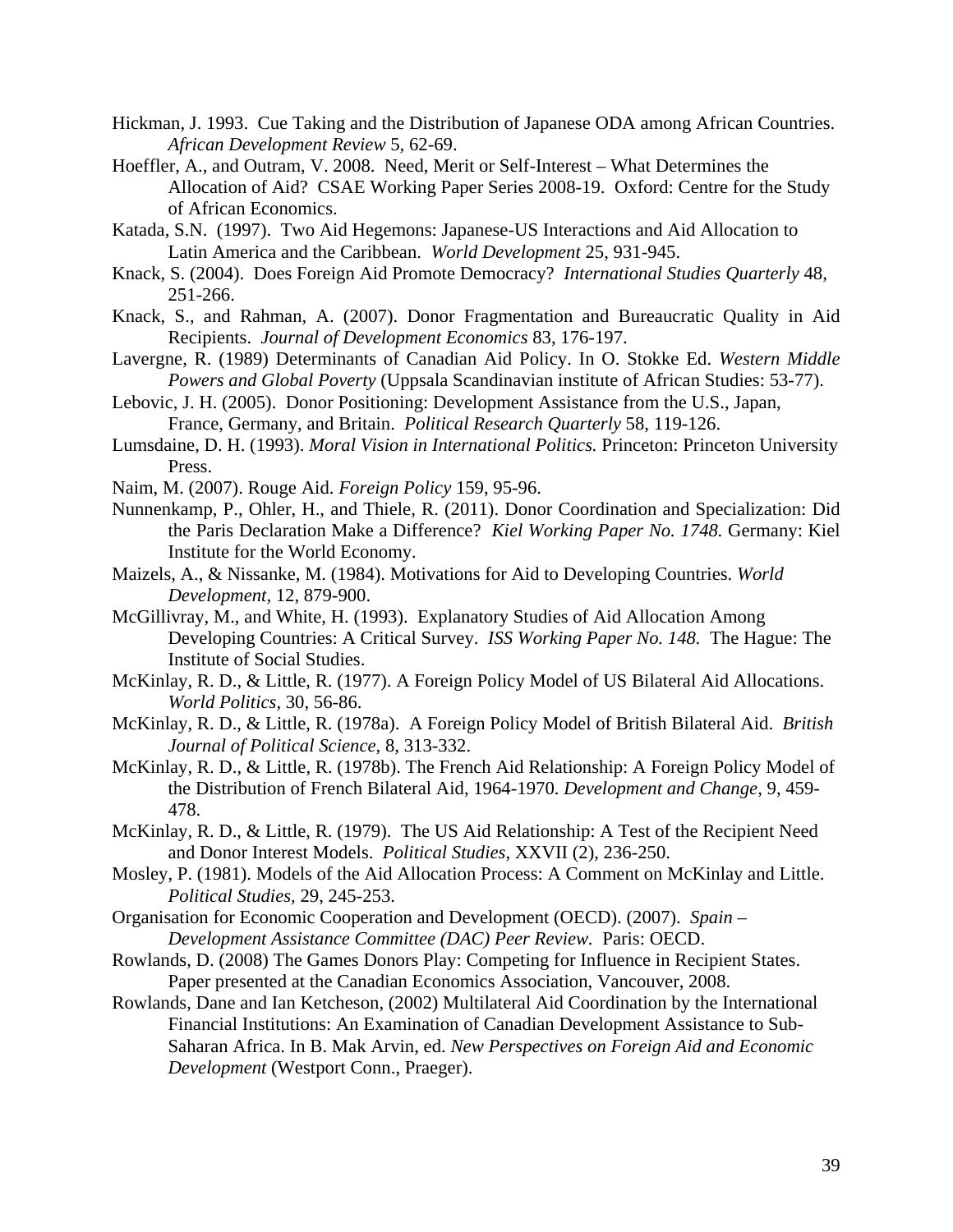Hickman, J. 1993. Cue Taking and the Distribution of Japanese ODA among African Countries. *African Development Review* 5, 62-69.

Hoeffler, A., and Outram, V. 2008. Need, Merit or Self-Interest – What Determines the Allocation of Aid? CSAE Working Paper Series 2008-19. Oxford: Centre for the Study of African Economics.

Katada, S.N. (1997). Two Aid Hegemons: Japanese-US Interactions and Aid Allocation to Latin America and the Caribbean. *World Development* 25, 931-945.

Knack, S. (2004). Does Foreign Aid Promote Democracy? *International Studies Quarterly* 48, 251-266.

Knack, S., and Rahman, A. (2007). Donor Fragmentation and Bureaucratic Quality in Aid Recipients. *Journal of Development Economics* 83, 176-197.

Lavergne, R. (1989) Determinants of Canadian Aid Policy. In O. Stokke Ed. *Western Middle Powers and Global Poverty* (Uppsala Scandinavian institute of African Studies: 53-77).

Lebovic, J. H. (2005). Donor Positioning: Development Assistance from the U.S., Japan, France, Germany, and Britain. *Political Research Quarterly* 58, 119-126.

Lumsdaine, D. H. (1993). *Moral Vision in International Politics.* Princeton: Princeton University Press.

Naim, M. (2007). Rouge Aid. *Foreign Policy* 159, 95-96.

Nunnenkamp, P., Ohler, H., and Thiele, R. (2011). Donor Coordination and Specialization: Did the Paris Declaration Make a Difference? *Kiel Working Paper No. 1748.* Germany: Kiel Institute for the World Economy.

Maizels, A., & Nissanke, M. (1984). Motivations for Aid to Developing Countries. *World Development,* 12, 879-900.

McGillivray, M., and White, H. (1993). Explanatory Studies of Aid Allocation Among Developing Countries: A Critical Survey. *ISS Working Paper No. 148.* The Hague: The Institute of Social Studies.

McKinlay, R. D., & Little, R. (1977). A Foreign Policy Model of US Bilateral Aid Allocations. *World Politics,* 30, 56-86.

McKinlay, R. D., & Little, R. (1978a). A Foreign Policy Model of British Bilateral Aid. *British Journal of Political Science,* 8, 313-332.

McKinlay, R. D., & Little, R. (1978b). The French Aid Relationship: A Foreign Policy Model of the Distribution of French Bilateral Aid, 1964-1970. *Development and Change,* 9, 459-478.

McKinlay, R. D., & Little, R. (1979). The US Aid Relationship: A Test of the Recipient Need and Donor Interest Models. *Political Studies,* XXVII (2), 236-250.

Mosley, P. (1981). Models of the Aid Allocation Process: A Comment on McKinlay and Little. *Political Studies,* 29, 245-253.

Organisation for Economic Cooperation and Development (OECD). (2007). *Spain – Development Assistance Committee (DAC) Peer Review.* Paris: OECD.

Rowlands, D. (2008) The Games Donors Play: Competing for Influence in Recipient States. Paper presented at the Canadian Economics Association, Vancouver, 2008.

Rowlands, Dane and Ian Ketcheson, (2002) Multilateral Aid Coordination by the International Financial Institutions: An Examination of Canadian Development Assistance to Sub-Saharan Africa. In B. Mak Arvin, ed. *New Perspectives on Foreign Aid and Economic Development* (Westport Conn., Praeger).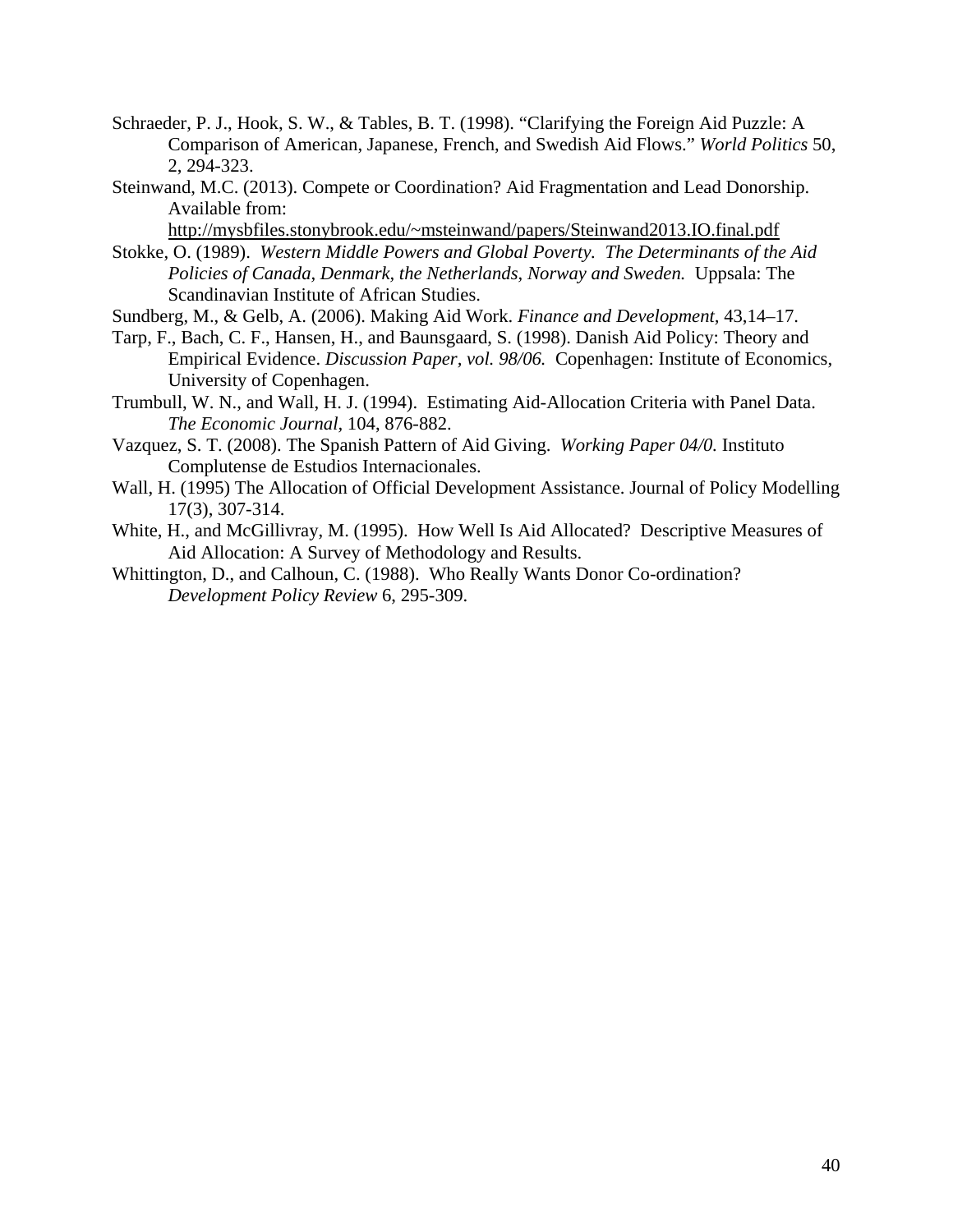Schraeder, P. J., Hook, S. W., & Tables, B. T. (1998). "Clarifying the Foreign Aid Puzzle: A Comparison of American, Japanese, French, and Swedish Aid Flows." *World Politics* 50, 2, 294-323.

Steinwand, M.C. (2013). Compete or Coordination? Aid Fragmentation and Lead Donorship. Available from: http://mysbfiles.stonybrook.edu/~msteinwand/papers/Steinwand2013.IO.final.pdf

Stokke, O. (1989). *Western Middle Powers and Global Poverty. The Determinants of the Aid Policies of Canada, Denmark, the Netherlands, Norway and Sweden.* Uppsala: The Scandinavian Institute of African Studies.

Sundberg, M., & Gelb, A. (2006). Making Aid Work. *Finance and Development*, 43,14–17.

Tarp, F., Bach, C. F., Hansen, H., and Baunsgaard, S. (1998). Danish Aid Policy: Theory and Empirical Evidence. *Discussion Paper, vol. 98/06.* Copenhagen: Institute of Economics, University of Copenhagen.

Trumbull, W. N., and Wall, H. J. (1994). Estimating Aid-Allocation Criteria with Panel Data. *The Economic Journal,* 104, 876-882.

Vazquez, S. T. (2008). The Spanish Pattern of Aid Giving. *Working Paper 04/0.* Instituto Complutense de Estudios Internacionales.

Wall, H. (1995) The Allocation of Official Development Assistance. Journal of Policy Modelling 17(3), 307-314.

White, H., and McGillivray, M. (1995). How Well Is Aid Allocated? Descriptive Measures of Aid Allocation: A Survey of Methodology and Results.

Whittington, D., and Calhoun, C. (1988). Who Really Wants Donor Co-ordination? *Development Policy Review* 6, 295-309.